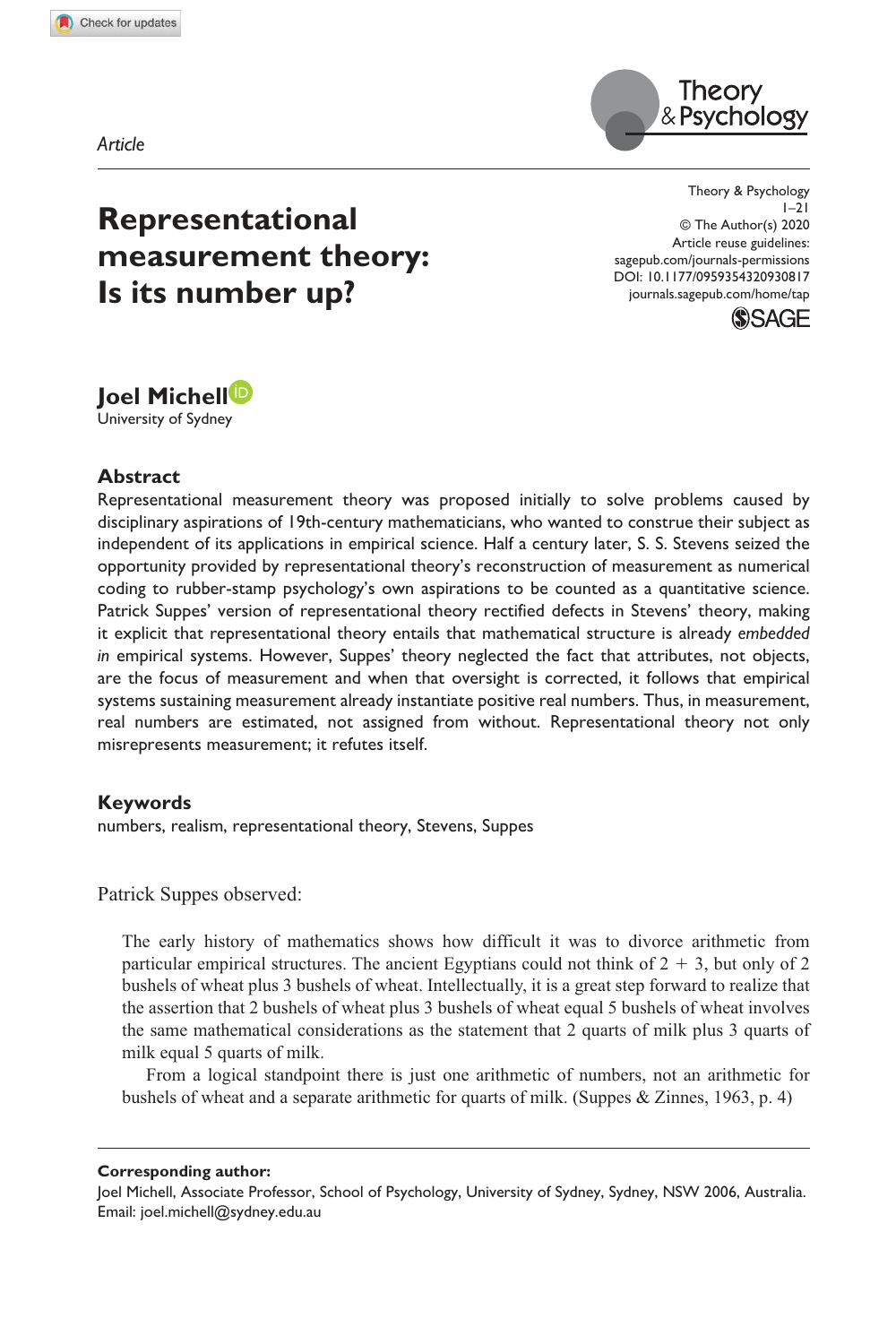Article

# Representational measurement theory: Is its number up?

Theory & Psychology
1–21
© The Author(s) 2020
Article reuse guidelines:
sagepub.com/journals-permissions
DOI: 10.1177/0959354320930817
journals.sagepub.com/home/tap

**Joel Michell**
University of Sydney

## Abstract

Representational measurement theory was proposed initially to solve problems caused by disciplinary aspirations of 19th-century mathematicians, who wanted to construe their subject as independent of its applications in empirical science. Half a century later, S. S. Stevens seized the opportunity provided by representational theory's reconstruction of measurement as numerical coding to rubber-stamp psychology's own aspirations to be counted as a quantitative science. Patrick Suppes' version of representational theory rectified defects in Stevens' theory, making it explicit that representational theory entails that mathematical structure is already *embedded in* empirical systems. However, Suppes' theory neglected the fact that attributes, not objects, are the focus of measurement and when that oversight is corrected, it follows that empirical systems sustaining measurement already instantiate positive real numbers. Thus, in measurement, real numbers are estimated, not assigned from without. Representational theory not only misrepresents measurement; it refutes itself.

## Keywords

numbers, realism, representational theory, Stevens, Suppes

Patrick Suppes observed:

> The early history of mathematics shows how difficult it was to divorce arithmetic from particular empirical structures. The ancient Egyptians could not think of 2 + 3, but only of 2 bushels of wheat plus 3 bushels of wheat. Intellectually, it is a great step forward to realize that the assertion that 2 bushels of wheat plus 3 bushels of wheat equal 5 bushels of wheat involves the same mathematical considerations as the statement that 2 quarts of milk plus 3 quarts of milk equal 5 quarts of milk.
>
> From a logical standpoint there is just one arithmetic of numbers, not an arithmetic for bushels of wheat and a separate arithmetic for quarts of milk. (Suppes & Zinnes, 1963, p. 4)

**Corresponding author:**
Joel Michell, Associate Professor, School of Psychology, University of Sydney, Sydney, NSW 2006, Australia.
Email: joel.michell@sydney.edu.au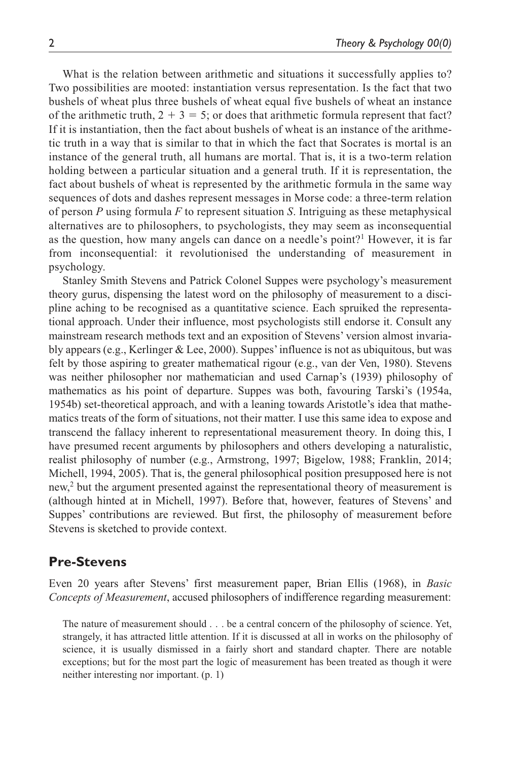What is the relation between arithmetic and situations it successfully applies to? Two possibilities are mooted: instantiation versus representation. Is the fact that two bushels of wheat plus three bushels of wheat equal five bushels of wheat an instance of the arithmetic truth, $2 + 3 = 5$; or does that arithmetic formula represent that fact? If it is instantiation, then the fact about bushels of wheat is an instance of the arithmetic truth in a way that is similar to that in which the fact that Socrates is mortal is an instance of the general truth, all humans are mortal. That is, it is a two-term relation holding between a particular situation and a general truth. If it is representation, the fact about bushels of wheat is represented by the arithmetic formula in the same way sequences of dots and dashes represent messages in Morse code: a three-term relation of person *P* using formula *F* to represent situation *S*. Intriguing as these metaphysical alternatives are to philosophers, to psychologists, they may seem as inconsequential as the question, how many angels can dance on a needle's point?[1] However, it is far from inconsequential: it revolutionised the understanding of measurement in psychology.

Stanley Smith Stevens and Patrick Colonel Suppes were psychology's measurement theory gurus, dispensing the latest word on the philosophy of measurement to a discipline aching to be recognised as a quantitative science. Each spruiked the representational approach. Under their influence, most psychologists still endorse it. Consult any mainstream research methods text and an exposition of Stevens' version almost invariably appears (e.g., Kerlinger & Lee, 2000). Suppes' influence is not as ubiquitous, but was felt by those aspiring to greater mathematical rigour (e.g., van der Ven, 1980). Stevens was neither philosopher nor mathematician and used Carnap's (1939) philosophy of mathematics as his point of departure. Suppes was both, favouring Tarski's (1954a, 1954b) set-theoretical approach, and with a leaning towards Aristotle's idea that mathematics treats of the form of situations, not their matter. I use this same idea to expose and transcend the fallacy inherent to representational measurement theory. In doing this, I have presumed recent arguments by philosophers and others developing a naturalistic, realist philosophy of number (e.g., Armstrong, 1997; Bigelow, 1988; Franklin, 2014; Michell, 1994, 2005). That is, the general philosophical position presupposed here is not new,[2] but the argument presented against the representational theory of measurement is (although hinted at in Michell, 1997). Before that, however, features of Stevens' and Suppes' contributions are reviewed. But first, the philosophy of measurement before Stevens is sketched to provide context.

## Pre-Stevens

Even 20 years after Stevens' first measurement paper, Brian Ellis (1968), in *Basic Concepts of Measurement*, accused philosophers of indifference regarding measurement:

> The nature of measurement should . . . be a central concern of the philosophy of science. Yet, strangely, it has attracted little attention. If it is discussed at all in works on the philosophy of science, it is usually dismissed in a fairly short and standard chapter. There are notable exceptions; but for the most part the logic of measurement has been treated as though it were neither interesting nor important. (p. 1)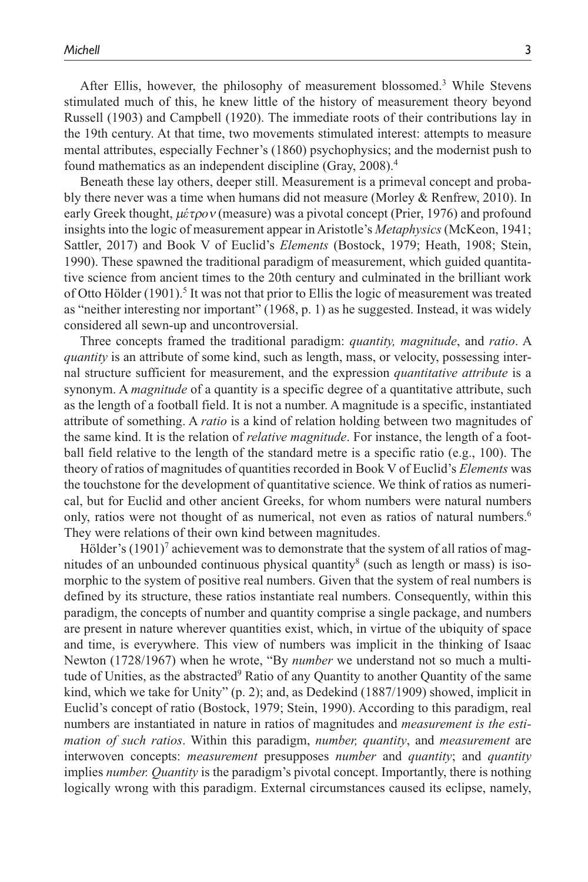After Ellis, however, the philosophy of measurement blossomed.[3] While Stevens stimulated much of this, he knew little of the history of measurement theory beyond Russell (1903) and Campbell (1920). The immediate roots of their contributions lay in the 19th century. At that time, two movements stimulated interest: attempts to measure mental attributes, especially Fechner's (1860) psychophysics; and the modernist push to found mathematics as an independent discipline (Gray, 2008).[4]

Beneath these lay others, deeper still. Measurement is a primeval concept and probably there never was a time when humans did not measure (Morley & Renfrew, 2010). In early Greek thought, *μέτρον* (measure) was a pivotal concept (Prier, 1976) and profound insights into the logic of measurement appear in Aristotle's *Metaphysics* (McKeon, 1941; Sattler, 2017) and Book V of Euclid's *Elements* (Bostock, 1979; Heath, 1908; Stein, 1990). These spawned the traditional paradigm of measurement, which guided quantitative science from ancient times to the 20th century and culminated in the brilliant work of Otto Hölder (1901).[5] It was not that prior to Ellis the logic of measurement was treated as "neither interesting nor important" (1968, p. 1) as he suggested. Instead, it was widely considered all sewn-up and uncontroversial.

Three concepts framed the traditional paradigm: *quantity, magnitude*, and *ratio*. A *quantity* is an attribute of some kind, such as length, mass, or velocity, possessing internal structure sufficient for measurement, and the expression *quantitative attribute* is a synonym. A *magnitude* of a quantity is a specific degree of a quantitative attribute, such as the length of a football field. It is not a number. A magnitude is a specific, instantiated attribute of something. A *ratio* is a kind of relation holding between two magnitudes of the same kind. It is the relation of *relative magnitude*. For instance, the length of a football field relative to the length of the standard metre is a specific ratio (e.g., 100). The theory of ratios of magnitudes of quantities recorded in Book V of Euclid's *Elements* was the touchstone for the development of quantitative science. We think of ratios as numerical, but for Euclid and other ancient Greeks, for whom numbers were natural numbers only, ratios were not thought of as numerical, not even as ratios of natural numbers.[6] They were relations of their own kind between magnitudes.

Hölder's (1901)[7] achievement was to demonstrate that the system of all ratios of magnitudes of an unbounded continuous physical quantity[8] (such as length or mass) is isomorphic to the system of positive real numbers. Given that the system of real numbers is defined by its structure, these ratios instantiate real numbers. Consequently, within this paradigm, the concepts of number and quantity comprise a single package, and numbers are present in nature wherever quantities exist, which, in virtue of the ubiquity of space and time, is everywhere. This view of numbers was implicit in the thinking of Isaac Newton (1728/1967) when he wrote, "By *number* we understand not so much a multitude of Unities, as the abstracted[9] Ratio of any Quantity to another Quantity of the same kind, which we take for Unity" (p. 2); and, as Dedekind (1887/1909) showed, implicit in Euclid's concept of ratio (Bostock, 1979; Stein, 1990). According to this paradigm, real numbers are instantiated in nature in ratios of magnitudes and *measurement is the estimation of such ratios*. Within this paradigm, *number, quantity*, and *measurement* are interwoven concepts: *measurement* presupposes *number* and *quantity*; and *quantity* implies *number. Quantity* is the paradigm's pivotal concept. Importantly, there is nothing logically wrong with this paradigm. External circumstances caused its eclipse, namely,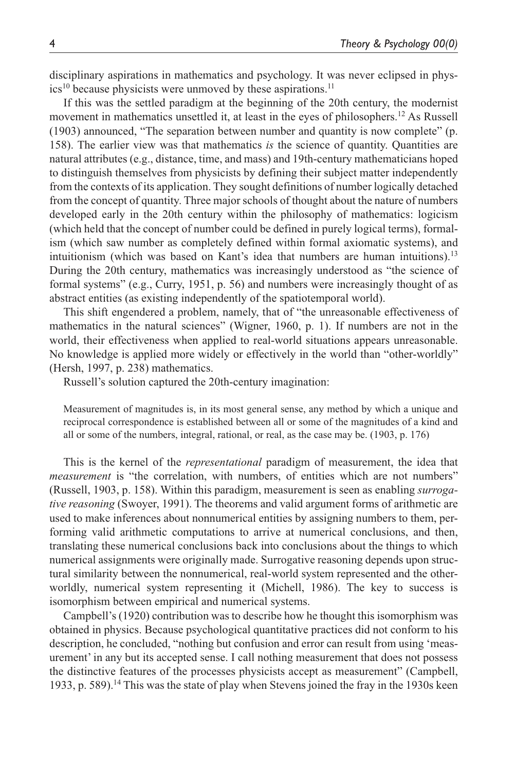disciplinary aspirations in mathematics and psychology. It was never eclipsed in physics[10] because physicists were unmoved by these aspirations.[11]

If this was the settled paradigm at the beginning of the 20th century, the modernist movement in mathematics unsettled it, at least in the eyes of philosophers.[12] As Russell (1903) announced, "The separation between number and quantity is now complete" (p. 158). The earlier view was that mathematics *is* the science of quantity. Quantities are natural attributes (e.g., distance, time, and mass) and 19th-century mathematicians hoped to distinguish themselves from physicists by defining their subject matter independently from the contexts of its application. They sought definitions of number logically detached from the concept of quantity. Three major schools of thought about the nature of numbers developed early in the 20th century within the philosophy of mathematics: logicism (which held that the concept of number could be defined in purely logical terms), formalism (which saw number as completely defined within formal axiomatic systems), and intuitionism (which was based on Kant's idea that numbers are human intuitions).[13] During the 20th century, mathematics was increasingly understood as "the science of formal systems" (e.g., Curry, 1951, p. 56) and numbers were increasingly thought of as abstract entities (as existing independently of the spatiotemporal world).

This shift engendered a problem, namely, that of "the unreasonable effectiveness of mathematics in the natural sciences" (Wigner, 1960, p. 1). If numbers are not in the world, their effectiveness when applied to real-world situations appears unreasonable. No knowledge is applied more widely or effectively in the world than "other-worldly" (Hersh, 1997, p. 238) mathematics.

Russell's solution captured the 20th-century imagination:

> Measurement of magnitudes is, in its most general sense, any method by which a unique and reciprocal correspondence is established between all or some of the magnitudes of a kind and all or some of the numbers, integral, rational, or real, as the case may be. (1903, p. 176)

This is the kernel of the *representational* paradigm of measurement, the idea that *measurement* is "the correlation, with numbers, of entities which are not numbers" (Russell, 1903, p. 158). Within this paradigm, measurement is seen as enabling *surrogative reasoning* (Swoyer, 1991). The theorems and valid argument forms of arithmetic are used to make inferences about nonnumerical entities by assigning numbers to them, performing valid arithmetic computations to arrive at numerical conclusions, and then, translating these numerical conclusions back into conclusions about the things to which numerical assignments were originally made. Surrogative reasoning depends upon structural similarity between the nonnumerical, real-world system represented and the other-worldly, numerical system representing it (Michell, 1986). The key to success is isomorphism between empirical and numerical systems.

Campbell's (1920) contribution was to describe how he thought this isomorphism was obtained in physics. Because psychological quantitative practices did not conform to his description, he concluded, "nothing but confusion and error can result from using 'measurement' in any but its accepted sense. I call nothing measurement that does not possess the distinctive features of the processes physicists accept as measurement" (Campbell, 1933, p. 589).[14] This was the state of play when Stevens joined the fray in the 1930s keen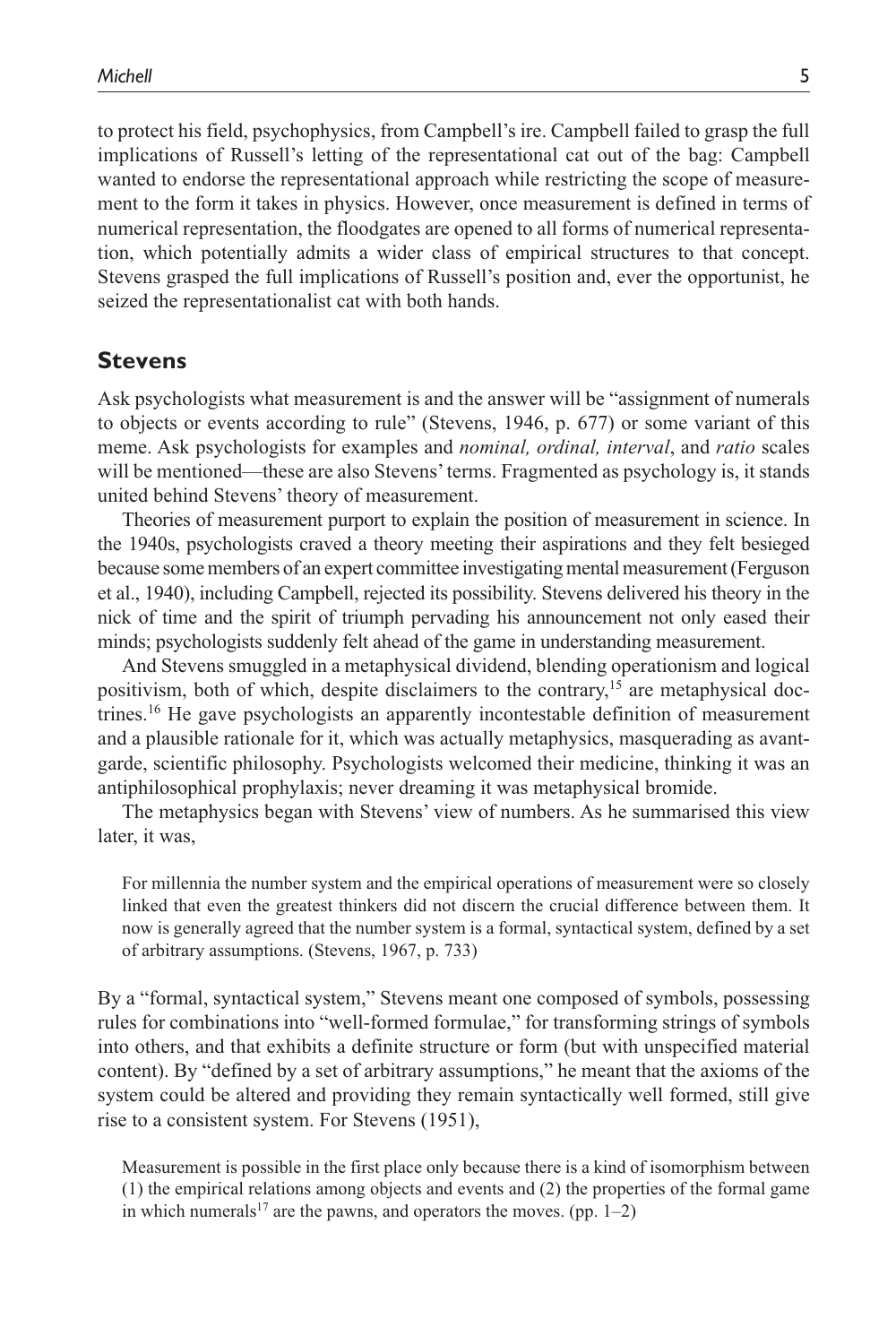to protect his field, psychophysics, from Campbell's ire. Campbell failed to grasp the full implications of Russell's letting of the representational cat out of the bag: Campbell wanted to endorse the representational approach while restricting the scope of measurement to the form it takes in physics. However, once measurement is defined in terms of numerical representation, the floodgates are opened to all forms of numerical representation, which potentially admits a wider class of empirical structures to that concept. Stevens grasped the full implications of Russell's position and, ever the opportunist, he seized the representationalist cat with both hands.

## Stevens

Ask psychologists what measurement is and the answer will be "assignment of numerals to objects or events according to rule" (Stevens, 1946, p. 677) or some variant of this meme. Ask psychologists for examples and *nominal, ordinal, interval*, and *ratio* scales will be mentioned—these are also Stevens' terms. Fragmented as psychology is, it stands united behind Stevens' theory of measurement.

Theories of measurement purport to explain the position of measurement in science. In the 1940s, psychologists craved a theory meeting their aspirations and they felt besieged because some members of an expert committee investigating mental measurement (Ferguson et al., 1940), including Campbell, rejected its possibility. Stevens delivered his theory in the nick of time and the spirit of triumph pervading his announcement not only eased their minds; psychologists suddenly felt ahead of the game in understanding measurement.

And Stevens smuggled in a metaphysical dividend, blending operationism and logical positivism, both of which, despite disclaimers to the contrary,[15] are metaphysical doctrines.[16] He gave psychologists an apparently incontestable definition of measurement and a plausible rationale for it, which was actually metaphysics, masquerading as avant-garde, scientific philosophy. Psychologists welcomed their medicine, thinking it was an antiphilosophical prophylaxis; never dreaming it was metaphysical bromide.

The metaphysics began with Stevens' view of numbers. As he summarised this view later, it was,

> For millennia the number system and the empirical operations of measurement were so closely linked that even the greatest thinkers did not discern the crucial difference between them. It now is generally agreed that the number system is a formal, syntactical system, defined by a set of arbitrary assumptions. (Stevens, 1967, p. 733)

By a "formal, syntactical system," Stevens meant one composed of symbols, possessing rules for combinations into "well-formed formulae," for transforming strings of symbols into others, and that exhibits a definite structure or form (but with unspecified material content). By "defined by a set of arbitrary assumptions," he meant that the axioms of the system could be altered and providing they remain syntactically well formed, still give rise to a consistent system. For Stevens (1951),

> Measurement is possible in the first place only because there is a kind of isomorphism between (1) the empirical relations among objects and events and (2) the properties of the formal game in which numerals[17] are the pawns, and operators the moves. (pp. 1–2)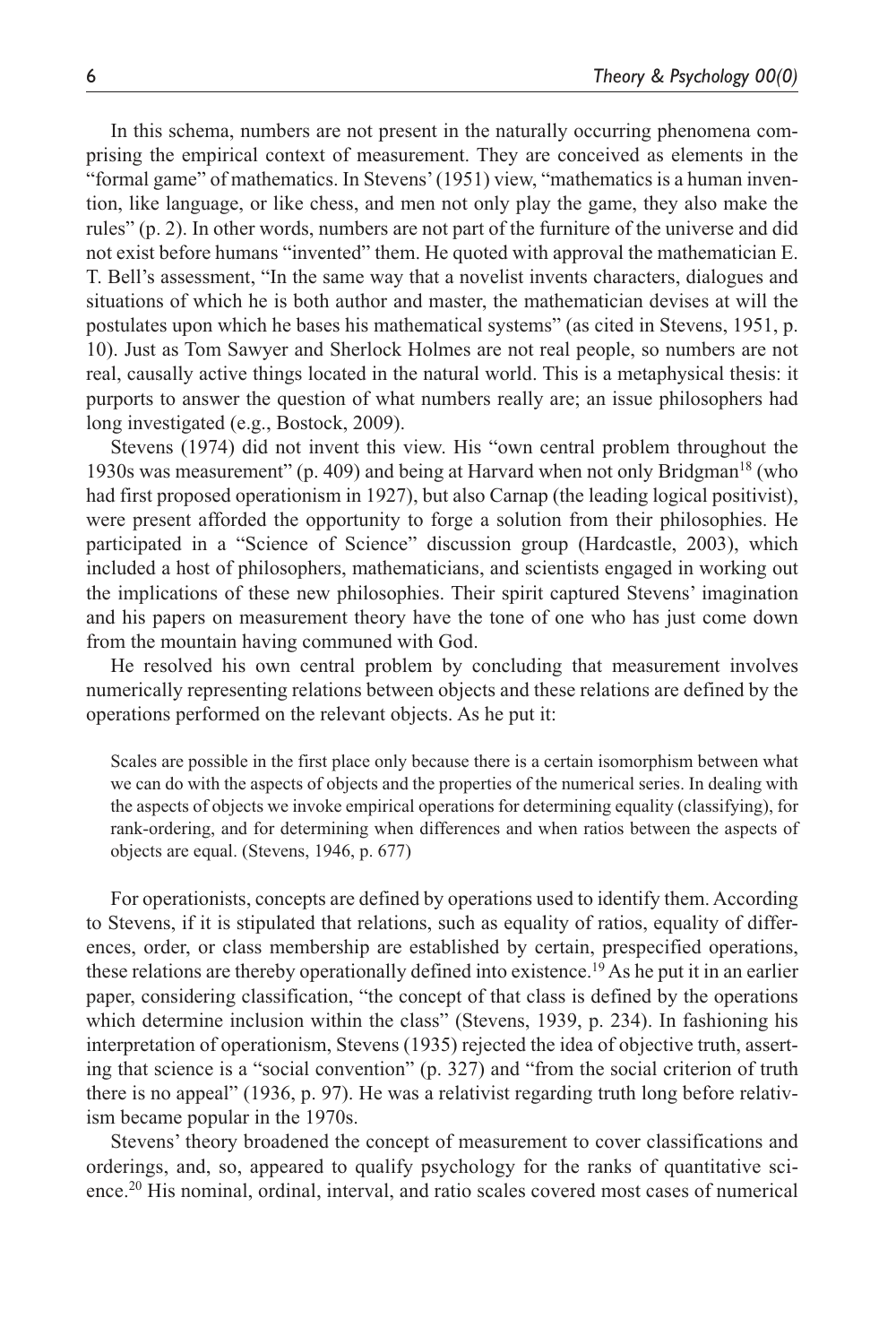In this schema, numbers are not present in the naturally occurring phenomena comprising the empirical context of measurement. They are conceived as elements in the "formal game" of mathematics. In Stevens' (1951) view, "mathematics is a human invention, like language, or like chess, and men not only play the game, they also make the rules" (p. 2). In other words, numbers are not part of the furniture of the universe and did not exist before humans "invented" them. He quoted with approval the mathematician E. T. Bell's assessment, "In the same way that a novelist invents characters, dialogues and situations of which he is both author and master, the mathematician devises at will the postulates upon which he bases his mathematical systems" (as cited in Stevens, 1951, p. 10). Just as Tom Sawyer and Sherlock Holmes are not real people, so numbers are not real, causally active things located in the natural world. This is a metaphysical thesis: it purports to answer the question of what numbers really are; an issue philosophers had long investigated (e.g., Bostock, 2009).

Stevens (1974) did not invent this view. His "own central problem throughout the 1930s was measurement" (p. 409) and being at Harvard when not only Bridgman[18] (who had first proposed operationism in 1927), but also Carnap (the leading logical positivist), were present afforded the opportunity to forge a solution from their philosophies. He participated in a "Science of Science" discussion group (Hardcastle, 2003), which included a host of philosophers, mathematicians, and scientists engaged in working out the implications of these new philosophies. Their spirit captured Stevens' imagination and his papers on measurement theory have the tone of one who has just come down from the mountain having communed with God.

He resolved his own central problem by concluding that measurement involves numerically representing relations between objects and these relations are defined by the operations performed on the relevant objects. As he put it:

> Scales are possible in the first place only because there is a certain isomorphism between what we can do with the aspects of objects and the properties of the numerical series. In dealing with the aspects of objects we invoke empirical operations for determining equality (classifying), for rank-ordering, and for determining when differences and when ratios between the aspects of objects are equal. (Stevens, 1946, p. 677)

For operationists, concepts are defined by operations used to identify them. According to Stevens, if it is stipulated that relations, such as equality of ratios, equality of differences, order, or class membership are established by certain, prespecified operations, these relations are thereby operationally defined into existence.[19] As he put it in an earlier paper, considering classification, "the concept of that class is defined by the operations which determine inclusion within the class" (Stevens, 1939, p. 234). In fashioning his interpretation of operationism, Stevens (1935) rejected the idea of objective truth, asserting that science is a "social convention" (p. 327) and "from the social criterion of truth there is no appeal" (1936, p. 97). He was a relativist regarding truth long before relativism became popular in the 1970s.

Stevens' theory broadened the concept of measurement to cover classifications and orderings, and, so, appeared to qualify psychology for the ranks of quantitative science.[20] His nominal, ordinal, interval, and ratio scales covered most cases of numerical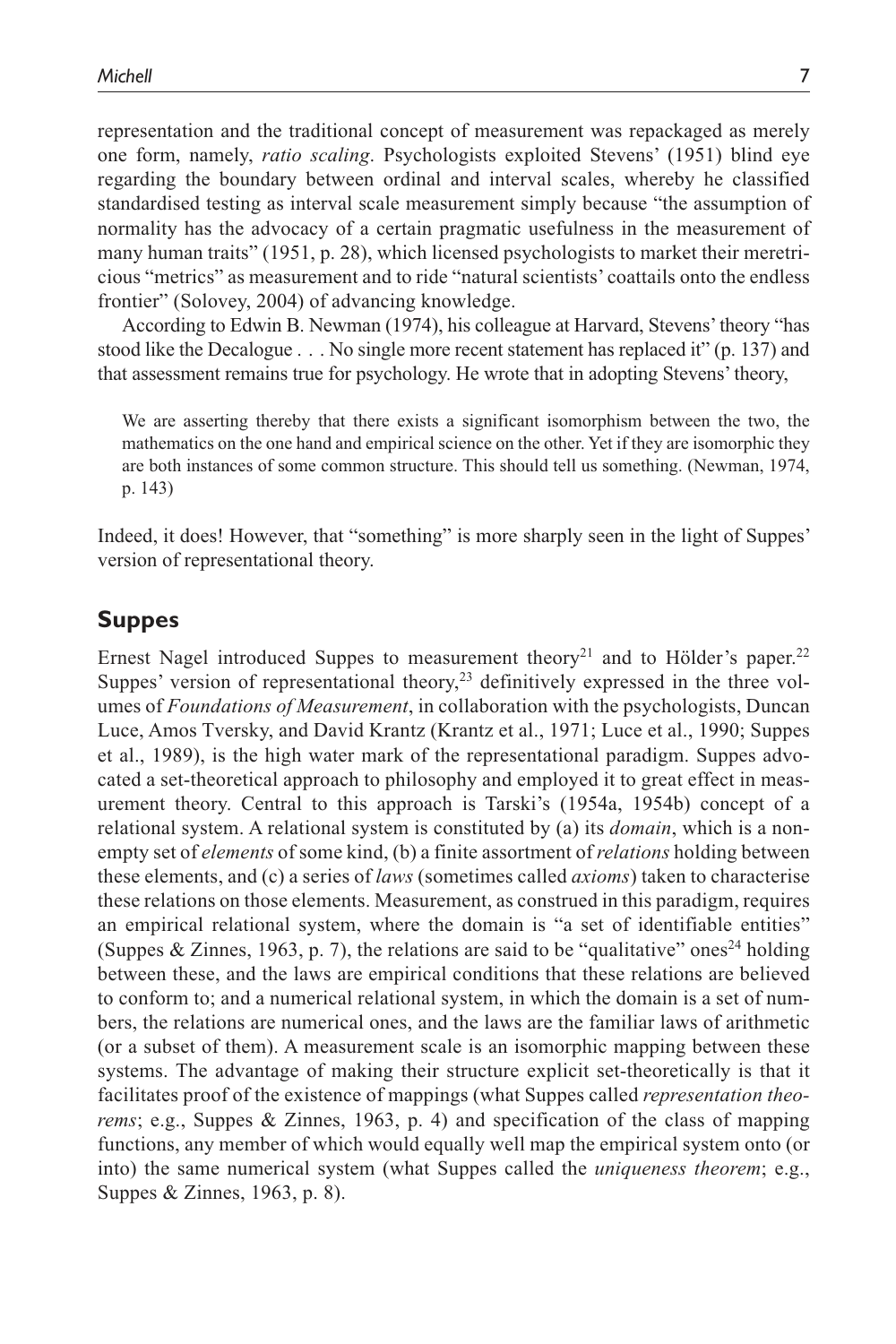representation and the traditional concept of measurement was repackaged as merely one form, namely, *ratio scaling*. Psychologists exploited Stevens' (1951) blind eye regarding the boundary between ordinal and interval scales, whereby he classified standardised testing as interval scale measurement simply because "the assumption of normality has the advocacy of a certain pragmatic usefulness in the measurement of many human traits" (1951, p. 28), which licensed psychologists to market their meretricious "metrics" as measurement and to ride "natural scientists' coattails onto the endless frontier" (Solovey, 2004) of advancing knowledge.

According to Edwin B. Newman (1974), his colleague at Harvard, Stevens' theory "has stood like the Decalogue . . . No single more recent statement has replaced it" (p. 137) and that assessment remains true for psychology. He wrote that in adopting Stevens' theory,

> We are asserting thereby that there exists a significant isomorphism between the two, the mathematics on the one hand and empirical science on the other. Yet if they are isomorphic they are both instances of some common structure. This should tell us something. (Newman, 1974, p. 143)

Indeed, it does! However, that "something" is more sharply seen in the light of Suppes' version of representational theory.

## Suppes

Ernest Nagel introduced Suppes to measurement theory[21] and to Hölder's paper.[22] Suppes' version of representational theory,[23] definitively expressed in the three volumes of *Foundations of Measurement*, in collaboration with the psychologists, Duncan Luce, Amos Tversky, and David Krantz (Krantz et al., 1971; Luce et al., 1990; Suppes et al., 1989), is the high water mark of the representational paradigm. Suppes advocated a set-theoretical approach to philosophy and employed it to great effect in measurement theory. Central to this approach is Tarski's (1954a, 1954b) concept of a relational system. A relational system is constituted by (a) its *domain*, which is a nonempty set of *elements* of some kind, (b) a finite assortment of *relations* holding between these elements, and (c) a series of *laws* (sometimes called *axioms*) taken to characterise these relations on those elements. Measurement, as construed in this paradigm, requires an empirical relational system, where the domain is "a set of identifiable entities" (Suppes & Zinnes, 1963, p. 7), the relations are said to be "qualitative" ones[24] holding between these, and the laws are empirical conditions that these relations are believed to conform to; and a numerical relational system, in which the domain is a set of numbers, the relations are numerical ones, and the laws are the familiar laws of arithmetic (or a subset of them). A measurement scale is an isomorphic mapping between these systems. The advantage of making their structure explicit set-theoretically is that it facilitates proof of the existence of mappings (what Suppes called *representation theorems*; e.g., Suppes & Zinnes, 1963, p. 4) and specification of the class of mapping functions, any member of which would equally well map the empirical system onto (or into) the same numerical system (what Suppes called the *uniqueness theorem*; e.g., Suppes & Zinnes, 1963, p. 8).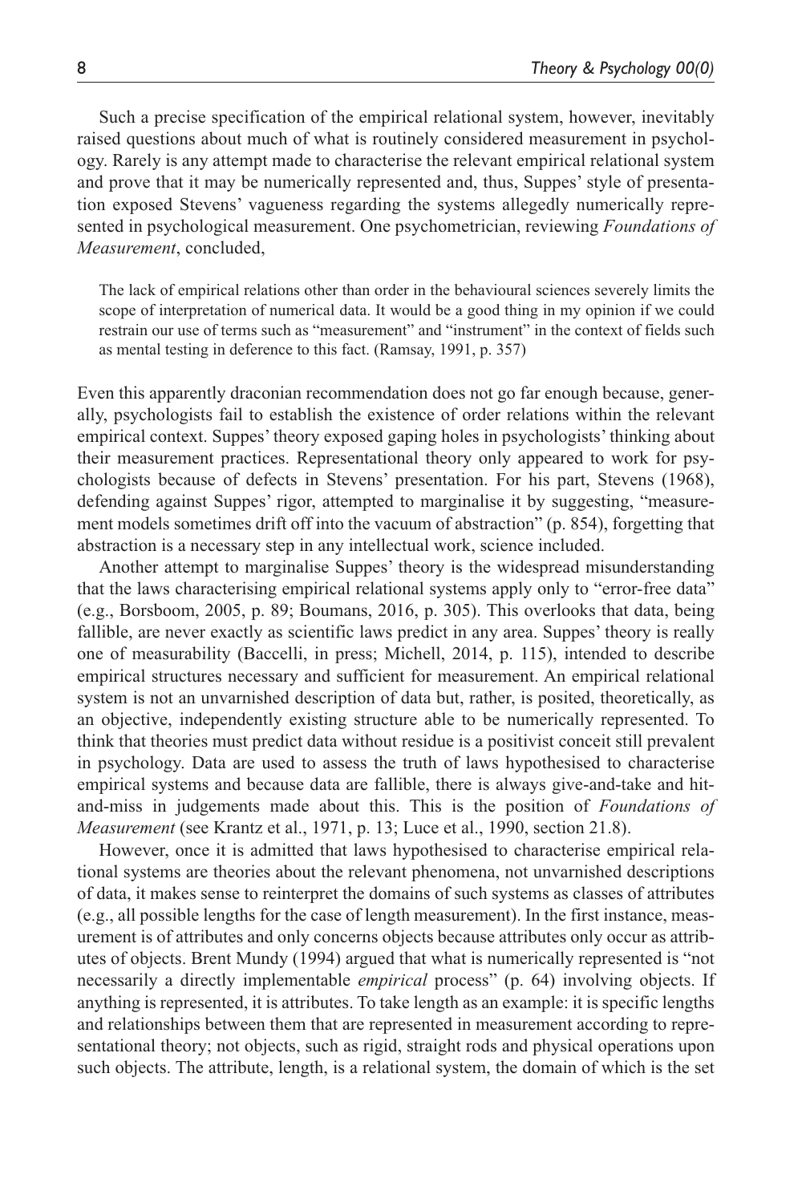Such a precise specification of the empirical relational system, however, inevitably raised questions about much of what is routinely considered measurement in psychology. Rarely is any attempt made to characterise the relevant empirical relational system and prove that it may be numerically represented and, thus, Suppes' style of presentation exposed Stevens' vagueness regarding the systems allegedly numerically represented in psychological measurement. One psychometrician, reviewing *Foundations of Measurement*, concluded,

> The lack of empirical relations other than order in the behavioural sciences severely limits the scope of interpretation of numerical data. It would be a good thing in my opinion if we could restrain our use of terms such as "measurement" and "instrument" in the context of fields such as mental testing in deference to this fact. (Ramsay, 1991, p. 357)

Even this apparently draconian recommendation does not go far enough because, generally, psychologists fail to establish the existence of order relations within the relevant empirical context. Suppes' theory exposed gaping holes in psychologists' thinking about their measurement practices. Representational theory only appeared to work for psychologists because of defects in Stevens' presentation. For his part, Stevens (1968), defending against Suppes' rigor, attempted to marginalise it by suggesting, "measurement models sometimes drift off into the vacuum of abstraction" (p. 854), forgetting that abstraction is a necessary step in any intellectual work, science included.

Another attempt to marginalise Suppes' theory is the widespread misunderstanding that the laws characterising empirical relational systems apply only to "error-free data" (e.g., Borsboom, 2005, p. 89; Boumans, 2016, p. 305). This overlooks that data, being fallible, are never exactly as scientific laws predict in any area. Suppes' theory is really one of measurability (Baccelli, in press; Michell, 2014, p. 115), intended to describe empirical structures necessary and sufficient for measurement. An empirical relational system is not an unvarnished description of data but, rather, is posited, theoretically, as an objective, independently existing structure able to be numerically represented. To think that theories must predict data without residue is a positivist conceit still prevalent in psychology. Data are used to assess the truth of laws hypothesised to characterise empirical systems and because data are fallible, there is always give-and-take and hit-and-miss in judgements made about this. This is the position of *Foundations of Measurement* (see Krantz et al., 1971, p. 13; Luce et al., 1990, section 21.8).

However, once it is admitted that laws hypothesised to characterise empirical relational systems are theories about the relevant phenomena, not unvarnished descriptions of data, it makes sense to reinterpret the domains of such systems as classes of attributes (e.g., all possible lengths for the case of length measurement). In the first instance, measurement is of attributes and only concerns objects because attributes only occur as attributes of objects. Brent Mundy (1994) argued that what is numerically represented is "not necessarily a directly implementable *empirical* process" (p. 64) involving objects. If anything is represented, it is attributes. To take length as an example: it is specific lengths and relationships between them that are represented in measurement according to representational theory; not objects, such as rigid, straight rods and physical operations upon such objects. The attribute, length, is a relational system, the domain of which is the set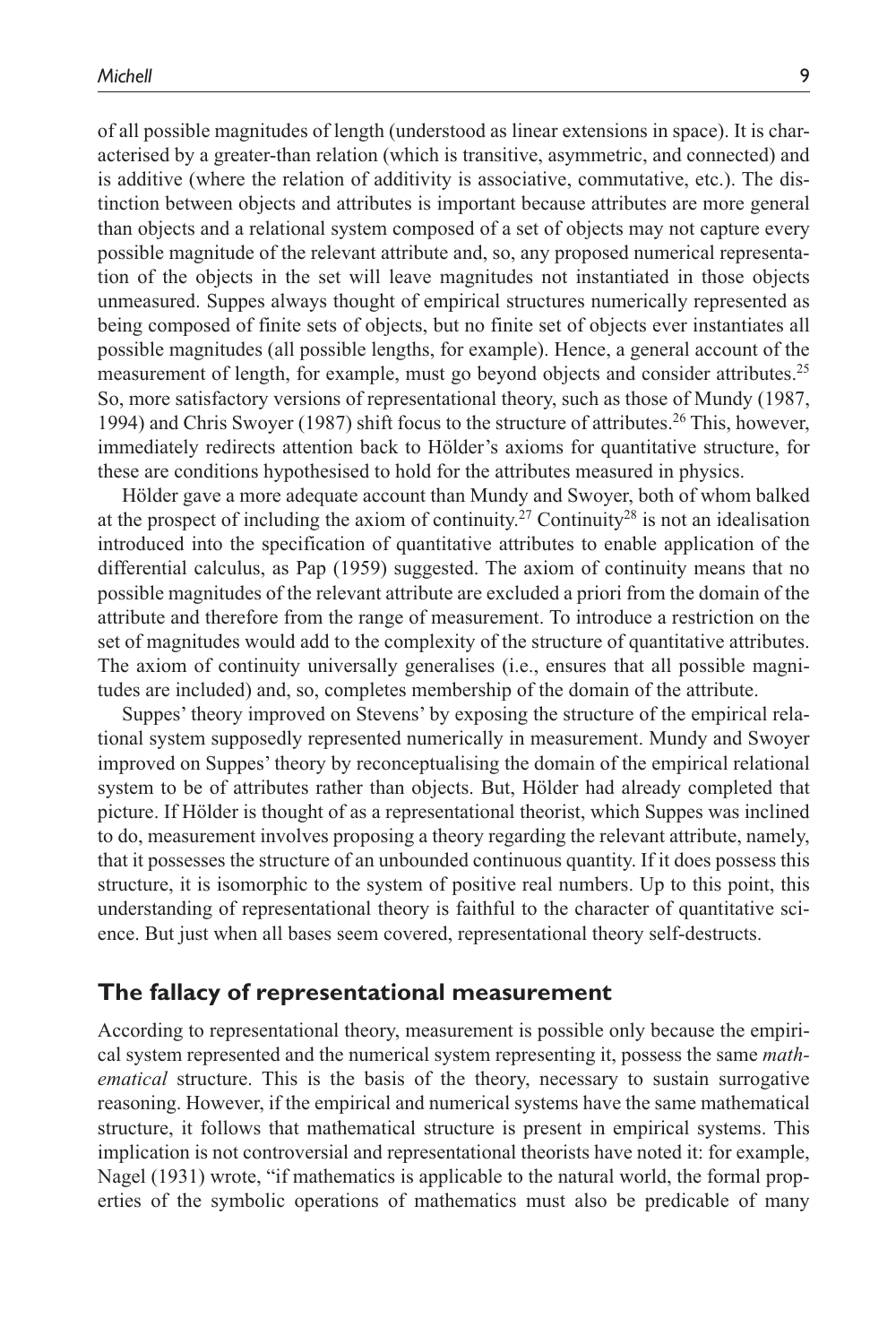of all possible magnitudes of length (understood as linear extensions in space). It is characterised by a greater-than relation (which is transitive, asymmetric, and connected) and is additive (where the relation of additivity is associative, commutative, etc.). The distinction between objects and attributes is important because attributes are more general than objects and a relational system composed of a set of objects may not capture every possible magnitude of the relevant attribute and, so, any proposed numerical representation of the objects in the set will leave magnitudes not instantiated in those objects unmeasured. Suppes always thought of empirical structures numerically represented as being composed of finite sets of objects, but no finite set of objects ever instantiates all possible magnitudes (all possible lengths, for example). Hence, a general account of the measurement of length, for example, must go beyond objects and consider attributes.[25] So, more satisfactory versions of representational theory, such as those of Mundy (1987, 1994) and Chris Swoyer (1987) shift focus to the structure of attributes.[26] This, however, immediately redirects attention back to Hölder's axioms for quantitative structure, for these are conditions hypothesised to hold for the attributes measured in physics.

Hölder gave a more adequate account than Mundy and Swoyer, both of whom balked at the prospect of including the axiom of continuity.[27] Continuity[28] is not an idealisation introduced into the specification of quantitative attributes to enable application of the differential calculus, as Pap (1959) suggested. The axiom of continuity means that no possible magnitudes of the relevant attribute are excluded a priori from the domain of the attribute and therefore from the range of measurement. To introduce a restriction on the set of magnitudes would add to the complexity of the structure of quantitative attributes. The axiom of continuity universally generalises (i.e., ensures that all possible magnitudes are included) and, so, completes membership of the domain of the attribute.

Suppes' theory improved on Stevens' by exposing the structure of the empirical relational system supposedly represented numerically in measurement. Mundy and Swoyer improved on Suppes' theory by reconceptualising the domain of the empirical relational system to be of attributes rather than objects. But, Hölder had already completed that picture. If Hölder is thought of as a representational theorist, which Suppes was inclined to do, measurement involves proposing a theory regarding the relevant attribute, namely, that it possesses the structure of an unbounded continuous quantity. If it does possess this structure, it is isomorphic to the system of positive real numbers. Up to this point, this understanding of representational theory is faithful to the character of quantitative science. But just when all bases seem covered, representational theory self-destructs.

## The fallacy of representational measurement

According to representational theory, measurement is possible only because the empirical system represented and the numerical system representing it, possess the same *mathematical* structure. This is the basis of the theory, necessary to sustain surrogative reasoning. However, if the empirical and numerical systems have the same mathematical structure, it follows that mathematical structure is present in empirical systems. This implication is not controversial and representational theorists have noted it: for example, Nagel (1931) wrote, "if mathematics is applicable to the natural world, the formal properties of the symbolic operations of mathematics must also be predicable of many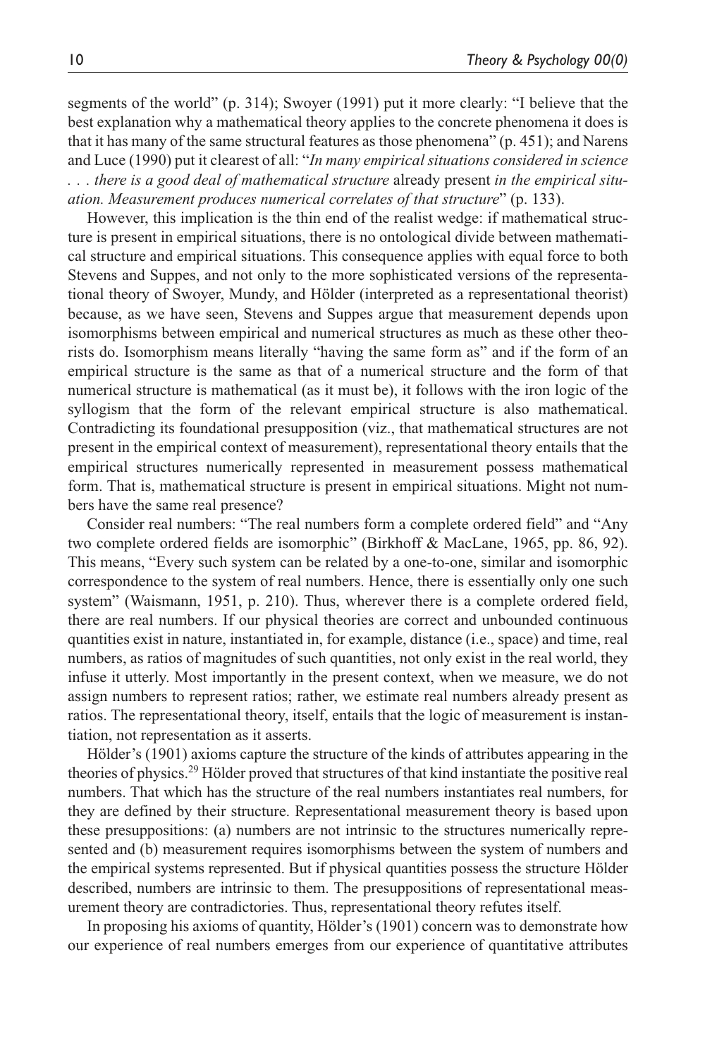segments of the world" (p. 314); Swoyer (1991) put it more clearly: "I believe that the best explanation why a mathematical theory applies to the concrete phenomena it does is that it has many of the same structural features as those phenomena" (p. 451); and Narens and Luce (1990) put it clearest of all: "*In many empirical situations considered in science . . . there is a good deal of mathematical structure* already present *in the empirical situation. Measurement produces numerical correlates of that structure*" (p. 133).

However, this implication is the thin end of the realist wedge: if mathematical structure is present in empirical situations, there is no ontological divide between mathematical structure and empirical situations. This consequence applies with equal force to both Stevens and Suppes, and not only to the more sophisticated versions of the representational theory of Swoyer, Mundy, and Hölder (interpreted as a representational theorist) because, as we have seen, Stevens and Suppes argue that measurement depends upon isomorphisms between empirical and numerical structures as much as these other theorists do. Isomorphism means literally "having the same form as" and if the form of an empirical structure is the same as that of a numerical structure and the form of that numerical structure is mathematical (as it must be), it follows with the iron logic of the syllogism that the form of the relevant empirical structure is also mathematical. Contradicting its foundational presupposition (viz., that mathematical structures are not present in the empirical context of measurement), representational theory entails that the empirical structures numerically represented in measurement possess mathematical form. That is, mathematical structure is present in empirical situations. Might not numbers have the same real presence?

Consider real numbers: "The real numbers form a complete ordered field" and "Any two complete ordered fields are isomorphic" (Birkhoff & MacLane, 1965, pp. 86, 92). This means, "Every such system can be related by a one-to-one, similar and isomorphic correspondence to the system of real numbers. Hence, there is essentially only one such system" (Waismann, 1951, p. 210). Thus, wherever there is a complete ordered field, there are real numbers. If our physical theories are correct and unbounded continuous quantities exist in nature, instantiated in, for example, distance (i.e., space) and time, real numbers, as ratios of magnitudes of such quantities, not only exist in the real world, they infuse it utterly. Most importantly in the present context, when we measure, we do not assign numbers to represent ratios; rather, we estimate real numbers already present as ratios. The representational theory, itself, entails that the logic of measurement is instantiation, not representation as it asserts.

Hölder's (1901) axioms capture the structure of the kinds of attributes appearing in the theories of physics.[29] Hölder proved that structures of that kind instantiate the positive real numbers. That which has the structure of the real numbers instantiates real numbers, for they are defined by their structure. Representational measurement theory is based upon these presuppositions: (a) numbers are not intrinsic to the structures numerically represented and (b) measurement requires isomorphisms between the system of numbers and the empirical systems represented. But if physical quantities possess the structure Hölder described, numbers are intrinsic to them. The presuppositions of representational measurement theory are contradictories. Thus, representational theory refutes itself.

In proposing his axioms of quantity, Hölder's (1901) concern was to demonstrate how our experience of real numbers emerges from our experience of quantitative attributes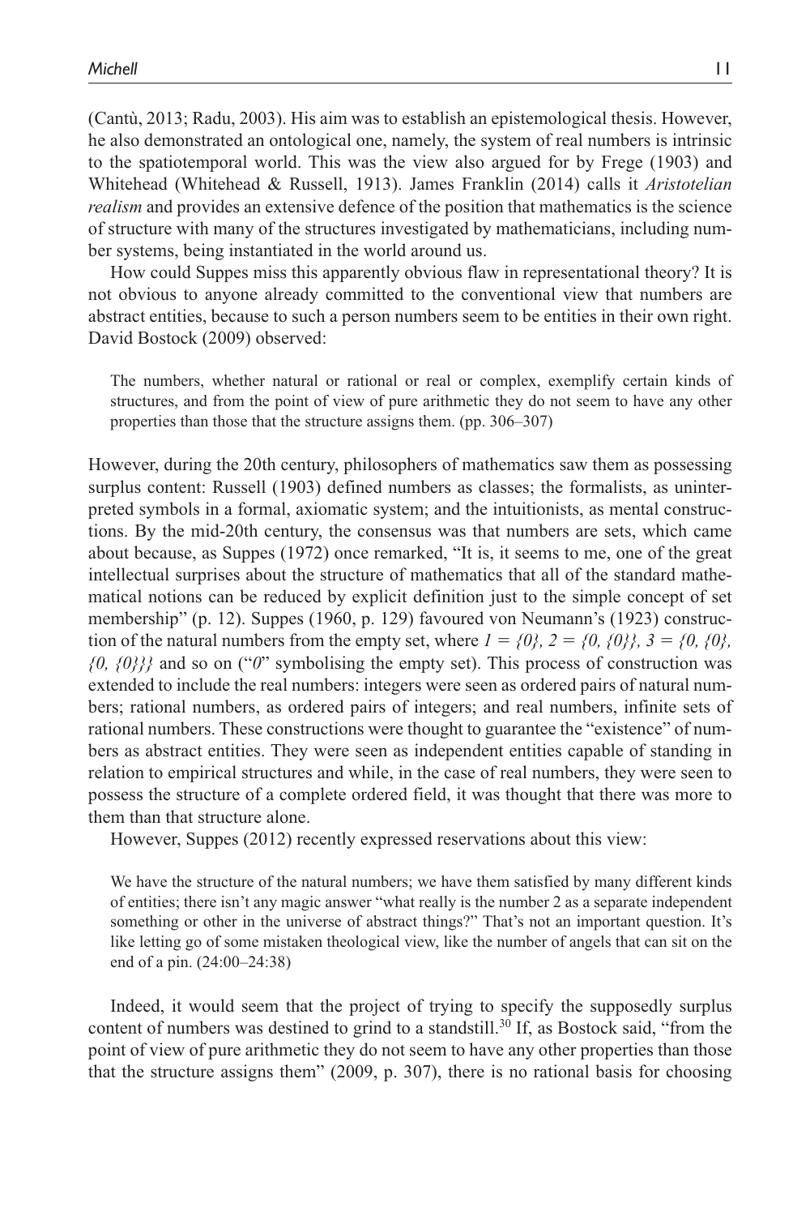(Cantù, 2013; Radu, 2003). His aim was to establish an epistemological thesis. However, he also demonstrated an ontological one, namely, the system of real numbers is intrinsic to the spatiotemporal world. This was the view also argued for by Frege (1903) and Whitehead (Whitehead & Russell, 1913). James Franklin (2014) calls it *Aristotelian realism* and provides an extensive defence of the position that mathematics is the science of structure with many of the structures investigated by mathematicians, including number systems, being instantiated in the world around us.

How could Suppes miss this apparently obvious flaw in representational theory? It is not obvious to anyone already committed to the conventional view that numbers are abstract entities, because to such a person numbers seem to be entities in their own right. David Bostock (2009) observed:

> The numbers, whether natural or rational or real or complex, exemplify certain kinds of structures, and from the point of view of pure arithmetic they do not seem to have any other properties than those that the structure assigns them. (pp. 306–307)

However, during the 20th century, philosophers of mathematics saw them as possessing surplus content: Russell (1903) defined numbers as classes; the formalists, as uninterpreted symbols in a formal, axiomatic system; and the intuitionists, as mental constructions. By the mid-20th century, the consensus was that numbers are sets, which came about because, as Suppes (1972) once remarked, "It is, it seems to me, one of the great intellectual surprises about the structure of mathematics that all of the standard mathematical notions can be reduced by explicit definition just to the simple concept of set membership" (p. 12). Suppes (1960, p. 129) favoured von Neumann's (1923) construction of the natural numbers from the empty set, where $1 = \{0\}$, $2 = \{0, \{0\}\}$, $3 = \{0, \{0\}, \{0, \{0\}\}\}$ and so on ("*0*" symbolising the empty set). This process of construction was extended to include the real numbers: integers were seen as ordered pairs of natural numbers; rational numbers, as ordered pairs of integers; and real numbers, infinite sets of rational numbers. These constructions were thought to guarantee the "existence" of numbers as abstract entities. They were seen as independent entities capable of standing in relation to empirical structures and while, in the case of real numbers, they were seen to possess the structure of a complete ordered field, it was thought that there was more to them than that structure alone.

However, Suppes (2012) recently expressed reservations about this view:

> We have the structure of the natural numbers; we have them satisfied by many different kinds of entities; there isn't any magic answer "what really is the number 2 as a separate independent something or other in the universe of abstract things?" That's not an important question. It's like letting go of some mistaken theological view, like the number of angels that can sit on the end of a pin. (24:00–24:38)

Indeed, it would seem that the project of trying to specify the supposedly surplus content of numbers was destined to grind to a standstill.[30] If, as Bostock said, "from the point of view of pure arithmetic they do not seem to have any other properties than those that the structure assigns them" (2009, p. 307), there is no rational basis for choosing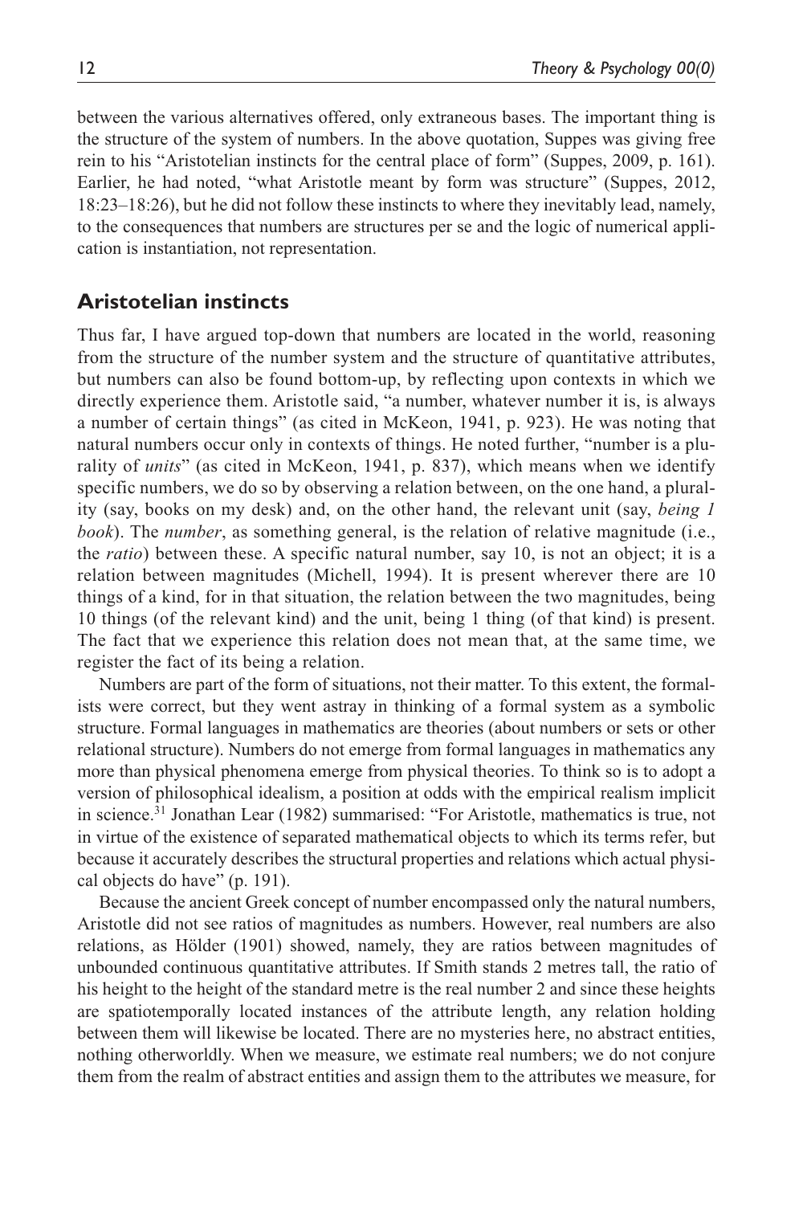between the various alternatives offered, only extraneous bases. The important thing is the structure of the system of numbers. In the above quotation, Suppes was giving free rein to his "Aristotelian instincts for the central place of form" (Suppes, 2009, p. 161). Earlier, he had noted, "what Aristotle meant by form was structure" (Suppes, 2012, 18:23–18:26), but he did not follow these instincts to where they inevitably lead, namely, to the consequences that numbers are structures per se and the logic of numerical application is instantiation, not representation.

## Aristotelian instincts

Thus far, I have argued top-down that numbers are located in the world, reasoning from the structure of the number system and the structure of quantitative attributes, but numbers can also be found bottom-up, by reflecting upon contexts in which we directly experience them. Aristotle said, "a number, whatever number it is, is always a number of certain things" (as cited in McKeon, 1941, p. 923). He was noting that natural numbers occur only in contexts of things. He noted further, "number is a plurality of *units*" (as cited in McKeon, 1941, p. 837), which means when we identify specific numbers, we do so by observing a relation between, on the one hand, a plurality (say, books on my desk) and, on the other hand, the relevant unit (say, *being 1 book*). The *number*, as something general, is the relation of relative magnitude (i.e., the *ratio*) between these. A specific natural number, say 10, is not an object; it is a relation between magnitudes (Michell, 1994). It is present wherever there are 10 things of a kind, for in that situation, the relation between the two magnitudes, being 10 things (of the relevant kind) and the unit, being 1 thing (of that kind) is present. The fact that we experience this relation does not mean that, at the same time, we register the fact of its being a relation.

Numbers are part of the form of situations, not their matter. To this extent, the formalists were correct, but they went astray in thinking of a formal system as a symbolic structure. Formal languages in mathematics are theories (about numbers or sets or other relational structure). Numbers do not emerge from formal languages in mathematics any more than physical phenomena emerge from physical theories. To think so is to adopt a version of philosophical idealism, a position at odds with the empirical realism implicit in science.[31] Jonathan Lear (1982) summarised: "For Aristotle, mathematics is true, not in virtue of the existence of separated mathematical objects to which its terms refer, but because it accurately describes the structural properties and relations which actual physical objects do have" (p. 191).

Because the ancient Greek concept of number encompassed only the natural numbers, Aristotle did not see ratios of magnitudes as numbers. However, real numbers are also relations, as Hölder (1901) showed, namely, they are ratios between magnitudes of unbounded continuous quantitative attributes. If Smith stands 2 metres tall, the ratio of his height to the height of the standard metre is the real number 2 and since these heights are spatiotemporally located instances of the attribute length, any relation holding between them will likewise be located. There are no mysteries here, no abstract entities, nothing otherworldly. When we measure, we estimate real numbers; we do not conjure them from the realm of abstract entities and assign them to the attributes we measure, for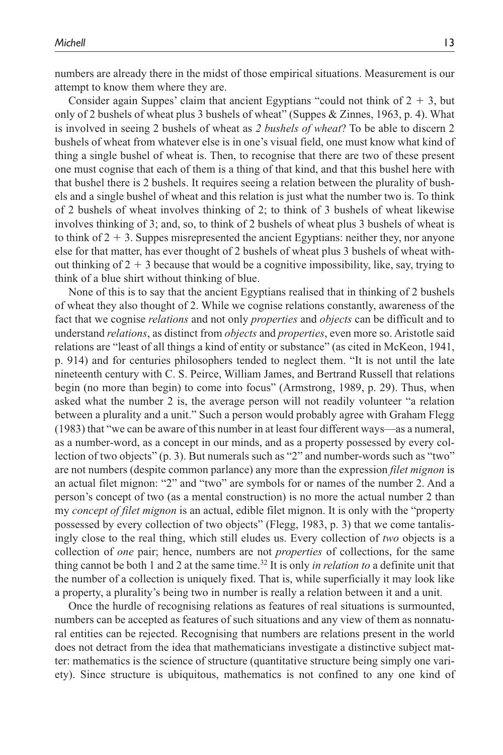numbers are already there in the midst of those empirical situations. Measurement is our attempt to know them where they are.

Consider again Suppes' claim that ancient Egyptians "could not think of $2 + 3$, but only of 2 bushels of wheat plus 3 bushels of wheat" (Suppes & Zinnes, 1963, p. 4). What is involved in seeing 2 bushels of wheat as *2 bushels of wheat*? To be able to discern 2 bushels of wheat from whatever else is in one's visual field, one must know what kind of thing a single bushel of wheat is. Then, to recognise that there are two of these present one must cognise that each of them is a thing of that kind, and that this bushel here with that bushel there is 2 bushels. It requires seeing a relation between the plurality of bushels and a single bushel of wheat and this relation is just what the number two is. To think of 2 bushels of wheat involves thinking of 2; to think of 3 bushels of wheat likewise involves thinking of 3; and, so, to think of 2 bushels of wheat plus 3 bushels of wheat is to think of $2 + 3$. Suppes misrepresented the ancient Egyptians: neither they, nor anyone else for that matter, has ever thought of 2 bushels of wheat plus 3 bushels of wheat without thinking of $2 + 3$ because that would be a cognitive impossibility, like, say, trying to think of a blue shirt without thinking of blue.

None of this is to say that the ancient Egyptians realised that in thinking of 2 bushels of wheat they also thought of 2. While we cognise relations constantly, awareness of the fact that we cognise *relations* and not only *properties* and *objects* can be difficult and to understand *relations*, as distinct from *objects* and *properties*, even more so. Aristotle said relations are "least of all things a kind of entity or substance" (as cited in McKeon, 1941, p. 914) and for centuries philosophers tended to neglect them. "It is not until the late nineteenth century with C. S. Peirce, William James, and Bertrand Russell that relations begin (no more than begin) to come into focus" (Armstrong, 1989, p. 29). Thus, when asked what the number 2 is, the average person will not readily volunteer "a relation between a plurality and a unit." Such a person would probably agree with Graham Flegg (1983) that "we can be aware of this number in at least four different ways—as a numeral, as a number-word, as a concept in our minds, and as a property possessed by every collection of two objects" (p. 3). But numerals such as "2" and number-words such as "two" are not numbers (despite common parlance) any more than the expression *filet mignon* is an actual filet mignon: "2" and "two" are symbols for or names of the number 2. And a person's concept of two (as a mental construction) is no more the actual number 2 than my *concept of filet mignon* is an actual, edible filet mignon. It is only with the "property possessed by every collection of two objects" (Flegg, 1983, p. 3) that we come tantalisingly close to the real thing, which still eludes us. Every collection of *two* objects is a collection of *one* pair; hence, numbers are not *properties* of collections, for the same thing cannot be both 1 and 2 at the same time.[32] It is only *in relation to* a definite unit that the number of a collection is uniquely fixed. That is, while superficially it may look like a property, a plurality's being two in number is really a relation between it and a unit.

Once the hurdle of recognising relations as features of real situations is surmounted, numbers can be accepted as features of such situations and any view of them as nonnatural entities can be rejected. Recognising that numbers are relations present in the world does not detract from the idea that mathematicians investigate a distinctive subject matter: mathematics is the science of structure (quantitative structure being simply one variety). Since structure is ubiquitous, mathematics is not confined to any one kind of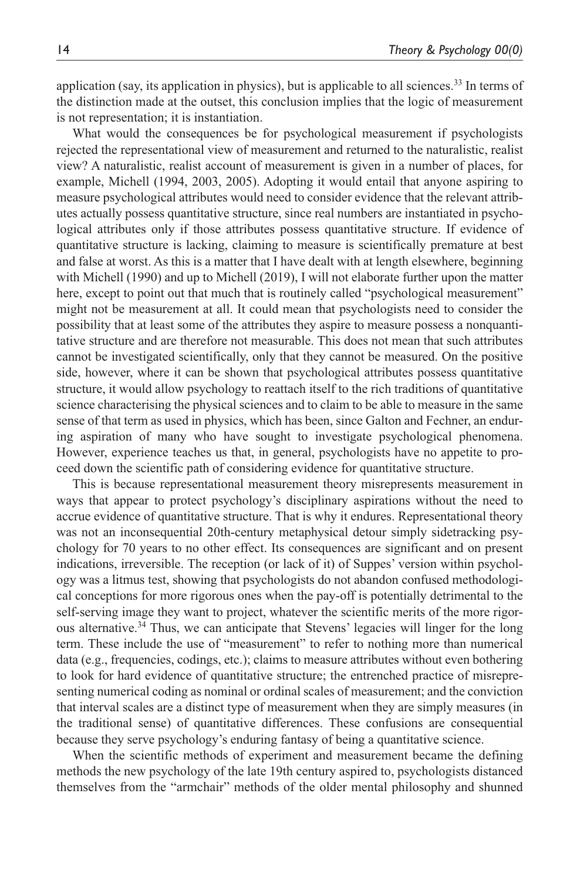application (say, its application in physics), but is applicable to all sciences.[33] In terms of the distinction made at the outset, this conclusion implies that the logic of measurement is not representation; it is instantiation.

What would the consequences be for psychological measurement if psychologists rejected the representational view of measurement and returned to the naturalistic, realist view? A naturalistic, realist account of measurement is given in a number of places, for example, Michell (1994, 2003, 2005). Adopting it would entail that anyone aspiring to measure psychological attributes would need to consider evidence that the relevant attributes actually possess quantitative structure, since real numbers are instantiated in psychological attributes only if those attributes possess quantitative structure. If evidence of quantitative structure is lacking, claiming to measure is scientifically premature at best and false at worst. As this is a matter that I have dealt with at length elsewhere, beginning with Michell (1990) and up to Michell (2019), I will not elaborate further upon the matter here, except to point out that much that is routinely called "psychological measurement" might not be measurement at all. It could mean that psychologists need to consider the possibility that at least some of the attributes they aspire to measure possess a nonquantitative structure and are therefore not measurable. This does not mean that such attributes cannot be investigated scientifically, only that they cannot be measured. On the positive side, however, where it can be shown that psychological attributes possess quantitative structure, it would allow psychology to reattach itself to the rich traditions of quantitative science characterising the physical sciences and to claim to be able to measure in the same sense of that term as used in physics, which has been, since Galton and Fechner, an enduring aspiration of many who have sought to investigate psychological phenomena. However, experience teaches us that, in general, psychologists have no appetite to proceed down the scientific path of considering evidence for quantitative structure.

This is because representational measurement theory misrepresents measurement in ways that appear to protect psychology's disciplinary aspirations without the need to accrue evidence of quantitative structure. That is why it endures. Representational theory was not an inconsequential 20th-century metaphysical detour simply sidetracking psychology for 70 years to no other effect. Its consequences are significant and on present indications, irreversible. The reception (or lack of it) of Suppes' version within psychology was a litmus test, showing that psychologists do not abandon confused methodological conceptions for more rigorous ones when the pay-off is potentially detrimental to the self-serving image they want to project, whatever the scientific merits of the more rigorous alternative.[34] Thus, we can anticipate that Stevens' legacies will linger for the long term. These include the use of "measurement" to refer to nothing more than numerical data (e.g., frequencies, codings, etc.); claims to measure attributes without even bothering to look for hard evidence of quantitative structure; the entrenched practice of misrepresenting numerical coding as nominal or ordinal scales of measurement; and the conviction that interval scales are a distinct type of measurement when they are simply measures (in the traditional sense) of quantitative differences. These confusions are consequential because they serve psychology's enduring fantasy of being a quantitative science.

When the scientific methods of experiment and measurement became the defining methods the new psychology of the late 19th century aspired to, psychologists distanced themselves from the "armchair" methods of the older mental philosophy and shunned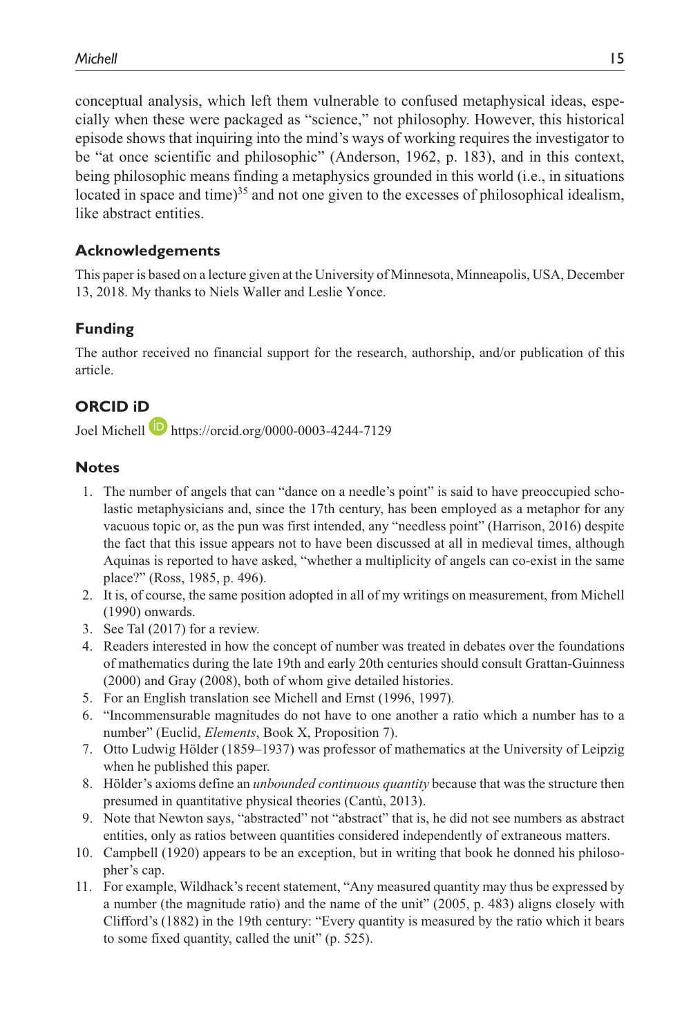conceptual analysis, which left them vulnerable to confused metaphysical ideas, especially when these were packaged as "science," not philosophy. However, this historical episode shows that inquiring into the mind's ways of working requires the investigator to be "at once scientific and philosophic" (Anderson, 1962, p. 183), and in this context, being philosophic means finding a metaphysics grounded in this world (i.e., in situations located in space and time)[35] and not one given to the excesses of philosophical idealism, like abstract entities.

### Acknowledgements

This paper is based on a lecture given at the University of Minnesota, Minneapolis, USA, December 13, 2018. My thanks to Niels Waller and Leslie Yonce.

### Funding

The author received no financial support for the research, authorship, and/or publication of this article.

### ORCID iD

Joel Michell https://orcid.org/0000-0003-4244-7129

### Notes

1. The number of angels that can "dance on a needle's point" is said to have preoccupied scholastic metaphysicians and, since the 17th century, has been employed as a metaphor for any vacuous topic or, as the pun was first intended, any "needless point" (Harrison, 2016) despite the fact that this issue appears not to have been discussed at all in medieval times, although Aquinas is reported to have asked, "whether a multiplicity of angels can co-exist in the same place?" (Ross, 1985, p. 496).
2. It is, of course, the same position adopted in all of my writings on measurement, from Michell (1990) onwards.
3. See Tal (2017) for a review.
4. Readers interested in how the concept of number was treated in debates over the foundations of mathematics during the late 19th and early 20th centuries should consult Grattan-Guinness (2000) and Gray (2008), both of whom give detailed histories.
5. For an English translation see Michell and Ernst (1996, 1997).
6. "Incommensurable magnitudes do not have to one another a ratio which a number has to a number" (Euclid, *Elements*, Book X, Proposition 7).
7. Otto Ludwig Hölder (1859–1937) was professor of mathematics at the University of Leipzig when he published this paper.
8. Hölder's axioms define an *unbounded continuous quantity* because that was the structure then presumed in quantitative physical theories (Cantù, 2013).
9. Note that Newton says, "abstracted" not "abstract" that is, he did not see numbers as abstract entities, only as ratios between quantities considered independently of extraneous matters.
10. Campbell (1920) appears to be an exception, but in writing that book he donned his philosopher's cap.
11. For example, Wildhack's recent statement, "Any measured quantity may thus be expressed by a number (the magnitude ratio) and the name of the unit" (2005, p. 483) aligns closely with Clifford's (1882) in the 19th century: "Every quantity is measured by the ratio which it bears to some fixed quantity, called the unit" (p. 525).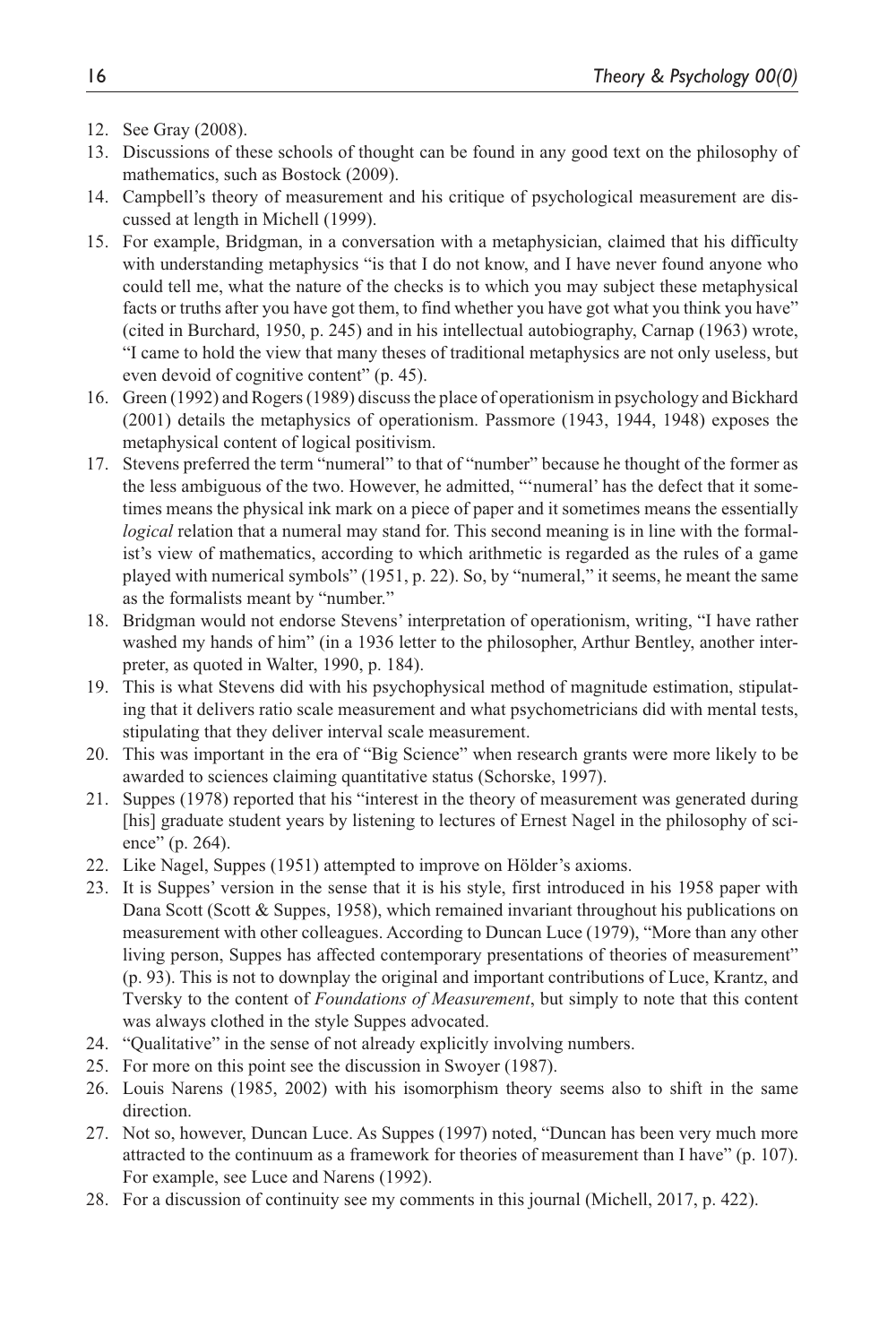12. See Gray (2008).
13. Discussions of these schools of thought can be found in any good text on the philosophy of mathematics, such as Bostock (2009).
14. Campbell's theory of measurement and his critique of psychological measurement are discussed at length in Michell (1999).
15. For example, Bridgman, in a conversation with a metaphysician, claimed that his difficulty with understanding metaphysics "is that I do not know, and I have never found anyone who could tell me, what the nature of the checks is to which you may subject these metaphysical facts or truths after you have got them, to find whether you have got what you think you have" (cited in Burchard, 1950, p. 245) and in his intellectual autobiography, Carnap (1963) wrote, "I came to hold the view that many theses of traditional metaphysics are not only useless, but even devoid of cognitive content" (p. 45).
16. Green (1992) and Rogers (1989) discuss the place of operationism in psychology and Bickhard (2001) details the metaphysics of operationism. Passmore (1943, 1944, 1948) exposes the metaphysical content of logical positivism.
17. Stevens preferred the term "numeral" to that of "number" because he thought of the former as the less ambiguous of the two. However, he admitted, "'numeral' has the defect that it sometimes means the physical ink mark on a piece of paper and it sometimes means the essentially *logical* relation that a numeral may stand for. This second meaning is in line with the formalist's view of mathematics, according to which arithmetic is regarded as the rules of a game played with numerical symbols" (1951, p. 22). So, by "numeral," it seems, he meant the same as the formalists meant by "number."
18. Bridgman would not endorse Stevens' interpretation of operationism, writing, "I have rather washed my hands of him" (in a 1936 letter to the philosopher, Arthur Bentley, another interpreter, as quoted in Walter, 1990, p. 184).
19. This is what Stevens did with his psychophysical method of magnitude estimation, stipulating that it delivers ratio scale measurement and what psychometricians did with mental tests, stipulating that they deliver interval scale measurement.
20. This was important in the era of "Big Science" when research grants were more likely to be awarded to sciences claiming quantitative status (Schorske, 1997).
21. Suppes (1978) reported that his "interest in the theory of measurement was generated during [his] graduate student years by listening to lectures of Ernest Nagel in the philosophy of science" (p. 264).
22. Like Nagel, Suppes (1951) attempted to improve on Hölder's axioms.
23. It is Suppes' version in the sense that it is his style, first introduced in his 1958 paper with Dana Scott (Scott & Suppes, 1958), which remained invariant throughout his publications on measurement with other colleagues. According to Duncan Luce (1979), "More than any other living person, Suppes has affected contemporary presentations of theories of measurement" (p. 93). This is not to downplay the original and important contributions of Luce, Krantz, and Tversky to the content of *Foundations of Measurement*, but simply to note that this content was always clothed in the style Suppes advocated.
24. "Qualitative" in the sense of not already explicitly involving numbers.
25. For more on this point see the discussion in Swoyer (1987).
26. Louis Narens (1985, 2002) with his isomorphism theory seems also to shift in the same direction.
27. Not so, however, Duncan Luce. As Suppes (1997) noted, "Duncan has been very much more attracted to the continuum as a framework for theories of measurement than I have" (p. 107). For example, see Luce and Narens (1992).
28. For a discussion of continuity see my comments in this journal (Michell, 2017, p. 422).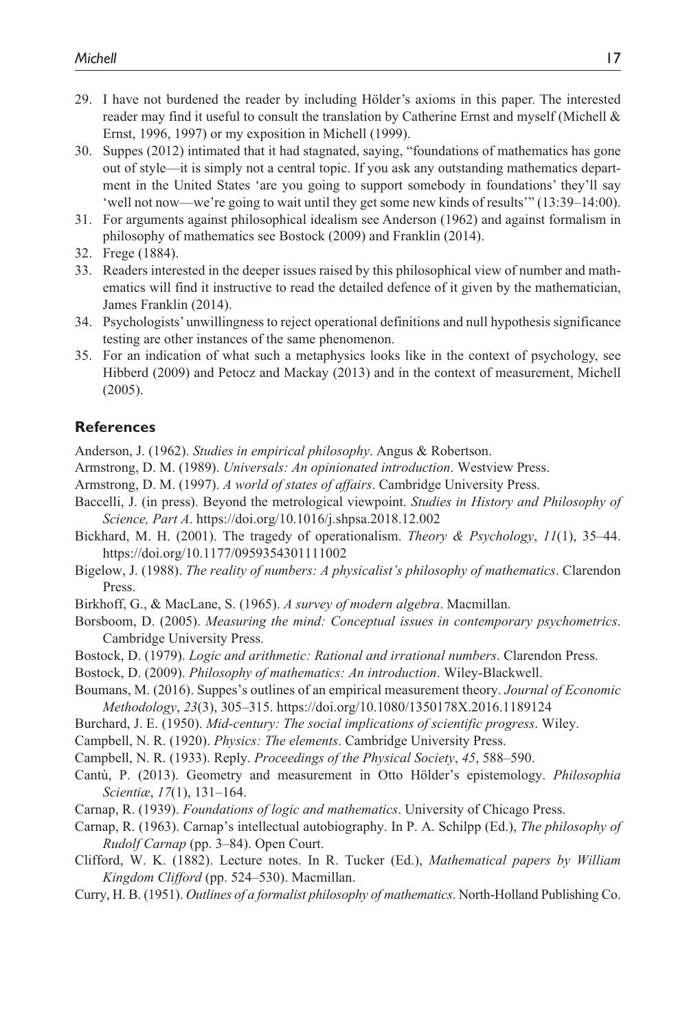29. I have not burdened the reader by including Hölder's axioms in this paper. The interested reader may find it useful to consult the translation by Catherine Ernst and myself (Michell & Ernst, 1996, 1997) or my exposition in Michell (1999).
30. Suppes (2012) intimated that it had stagnated, saying, "foundations of mathematics has gone out of style—it is simply not a central topic. If you ask any outstanding mathematics department in the United States 'are you going to support somebody in foundations' they'll say 'well not now—we're going to wait until they get some new kinds of results'" (13:39–14:00).
31. For arguments against philosophical idealism see Anderson (1962) and against formalism in philosophy of mathematics see Bostock (2009) and Franklin (2014).
32. Frege (1884).
33. Readers interested in the deeper issues raised by this philosophical view of number and mathematics will find it instructive to read the detailed defence of it given by the mathematician, James Franklin (2014).
34. Psychologists' unwillingness to reject operational definitions and null hypothesis significance testing are other instances of the same phenomenon.
35. For an indication of what such a metaphysics looks like in the context of psychology, see Hibberd (2009) and Petocz and Mackay (2013) and in the context of measurement, Michell (2005).

## References

Anderson, J. (1962). *Studies in empirical philosophy*. Angus & Robertson.

Armstrong, D. M. (1989). *Universals: An opinionated introduction*. Westview Press.

Armstrong, D. M. (1997). *A world of states of affairs*. Cambridge University Press.

Baccelli, J. (in press). Beyond the metrological viewpoint. *Studies in History and Philosophy of Science, Part A*. https://doi.org/10.1016/j.shpsa.2018.12.002

Bickhard, M. H. (2001). The tragedy of operationalism. *Theory & Psychology*, *11*(1), 35–44. https://doi.org/10.1177/0959354301111002

Bigelow, J. (1988). *The reality of numbers: A physicalist's philosophy of mathematics*. Clarendon Press.

Birkhoff, G., & MacLane, S. (1965). *A survey of modern algebra*. Macmillan.

Borsboom, D. (2005). *Measuring the mind: Conceptual issues in contemporary psychometrics*. Cambridge University Press.

Bostock, D. (1979). *Logic and arithmetic: Rational and irrational numbers*. Clarendon Press.

Bostock, D. (2009). *Philosophy of mathematics: An introduction*. Wiley-Blackwell.

Boumans, M. (2016). Suppes's outlines of an empirical measurement theory. *Journal of Economic Methodology*, *23*(3), 305–315. https://doi.org/10.1080/1350178X.2016.1189124

Burchard, J. E. (1950). *Mid-century: The social implications of scientific progress*. Wiley.

Campbell, N. R. (1920). *Physics: The elements*. Cambridge University Press.

Campbell, N. R. (1933). Reply. *Proceedings of the Physical Society*, *45*, 588–590.

Cantù, P. (2013). Geometry and measurement in Otto Hölder's epistemology. *Philosophia Scientiæ*, *17*(1), 131–164.

Carnap, R. (1939). *Foundations of logic and mathematics*. University of Chicago Press.

Carnap, R. (1963). Carnap's intellectual autobiography. In P. A. Schilpp (Ed.), *The philosophy of Rudolf Carnap* (pp. 3–84). Open Court.

Clifford, W. K. (1882). Lecture notes. In R. Tucker (Ed.), *Mathematical papers by William Kingdom Clifford* (pp. 524–530). Macmillan.

Curry, H. B. (1951). *Outlines of a formalist philosophy of mathematics*. North-Holland Publishing Co.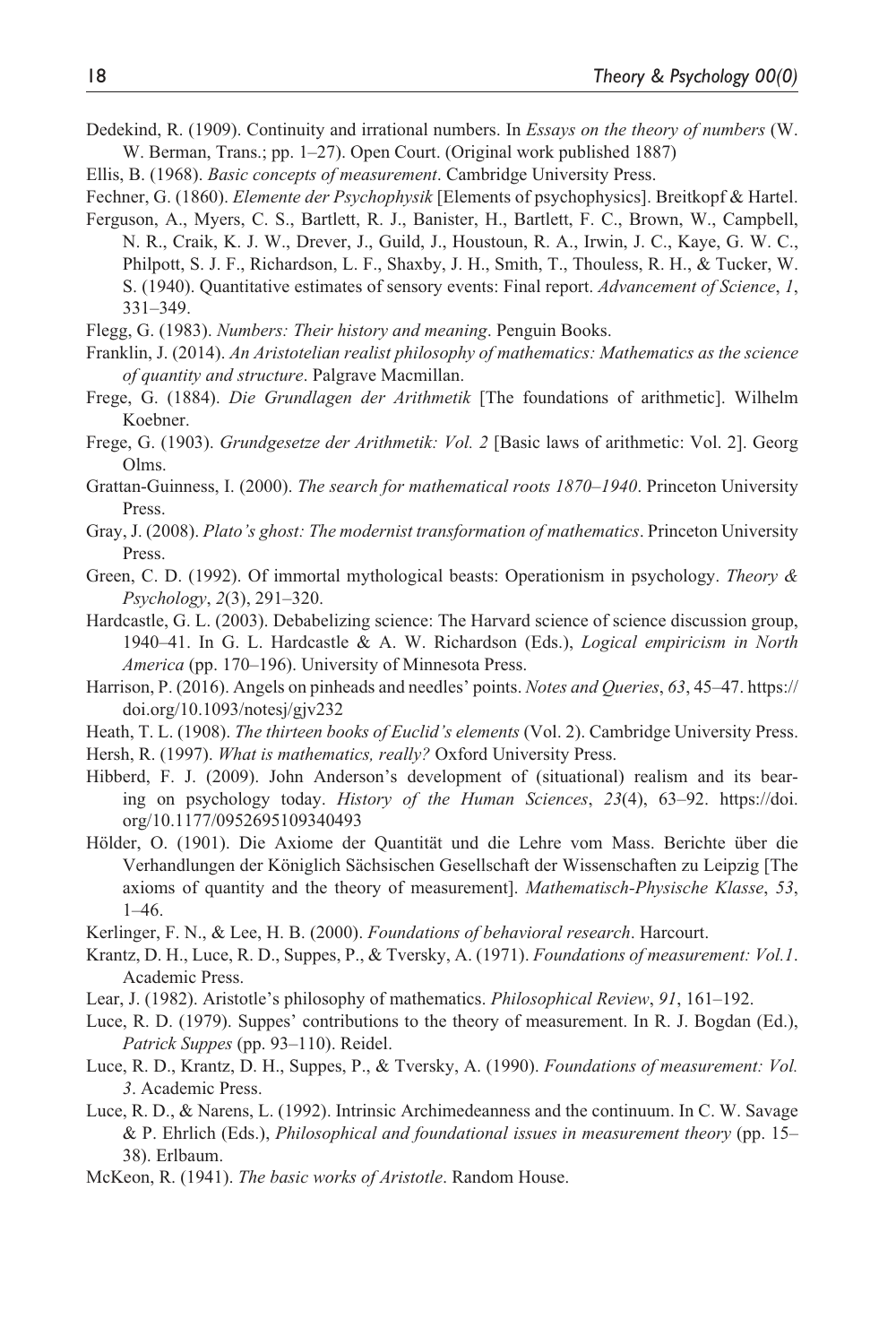Dedekind, R. (1909). Continuity and irrational numbers. In *Essays on the theory of numbers* (W. W. Berman, Trans.; pp. 1–27). Open Court. (Original work published 1887)

Ellis, B. (1968). *Basic concepts of measurement*. Cambridge University Press.

Fechner, G. (1860). *Elemente der Psychophysik* [Elements of psychophysics]. Breitkopf & Hartel.

Ferguson, A., Myers, C. S., Bartlett, R. J., Banister, H., Bartlett, F. C., Brown, W., Campbell, N. R., Craik, K. J. W., Drever, J., Guild, J., Houstoun, R. A., Irwin, J. C., Kaye, G. W. C., Philpott, S. J. F., Richardson, L. F., Shaxby, J. H., Smith, T., Thouless, R. H., & Tucker, W. S. (1940). Quantitative estimates of sensory events: Final report. *Advancement of Science*, *1*, 331–349.

Flegg, G. (1983). *Numbers: Their history and meaning*. Penguin Books.

Franklin, J. (2014). *An Aristotelian realist philosophy of mathematics: Mathematics as the science of quantity and structure*. Palgrave Macmillan.

Frege, G. (1884). *Die Grundlagen der Arithmetik* [The foundations of arithmetic]. Wilhelm Koebner.

Frege, G. (1903). *Grundgesetze der Arithmetik: Vol. 2* [Basic laws of arithmetic: Vol. 2]. Georg Olms.

Grattan-Guinness, I. (2000). *The search for mathematical roots 1870–1940*. Princeton University Press.

Gray, J. (2008). *Plato's ghost: The modernist transformation of mathematics*. Princeton University Press.

Green, C. D. (1992). Of immortal mythological beasts: Operationism in psychology. *Theory & Psychology*, *2*(3), 291–320.

Hardcastle, G. L. (2003). Debabelizing science: The Harvard science of science discussion group, 1940–41. In G. L. Hardcastle & A. W. Richardson (Eds.), *Logical empiricism in North America* (pp. 170–196). University of Minnesota Press.

Harrison, P. (2016). Angels on pinheads and needles' points. *Notes and Queries*, *63*, 45–47. https://doi.org/10.1093/notesj/gjv232

Heath, T. L. (1908). *The thirteen books of Euclid's elements* (Vol. 2). Cambridge University Press.

Hersh, R. (1997). *What is mathematics, really?* Oxford University Press.

Hibberd, F. J. (2009). John Anderson's development of (situational) realism and its bearing on psychology today. *History of the Human Sciences*, *23*(4), 63–92. https://doi.org/10.1177/0952695109340493

Hölder, O. (1901). Die Axiome der Quantität und die Lehre vom Mass. Berichte über die Verhandlungen der Königlich Sächsischen Gesellschaft der Wissenschaften zu Leipzig [The axioms of quantity and the theory of measurement]. *Mathematisch-Physische Klasse*, *53*, 1–46.

Kerlinger, F. N., & Lee, H. B. (2000). *Foundations of behavioral research*. Harcourt.

Krantz, D. H., Luce, R. D., Suppes, P., & Tversky, A. (1971). *Foundations of measurement: Vol.1*. Academic Press.

Lear, J. (1982). Aristotle's philosophy of mathematics. *Philosophical Review*, *91*, 161–192.

Luce, R. D. (1979). Suppes' contributions to the theory of measurement. In R. J. Bogdan (Ed.), *Patrick Suppes* (pp. 93–110). Reidel.

Luce, R. D., Krantz, D. H., Suppes, P., & Tversky, A. (1990). *Foundations of measurement: Vol. 3*. Academic Press.

Luce, R. D., & Narens, L. (1992). Intrinsic Archimedeanness and the continuum. In C. W. Savage & P. Ehrlich (Eds.), *Philosophical and foundational issues in measurement theory* (pp. 15–38). Erlbaum.

McKeon, R. (1941). *The basic works of Aristotle*. Random House.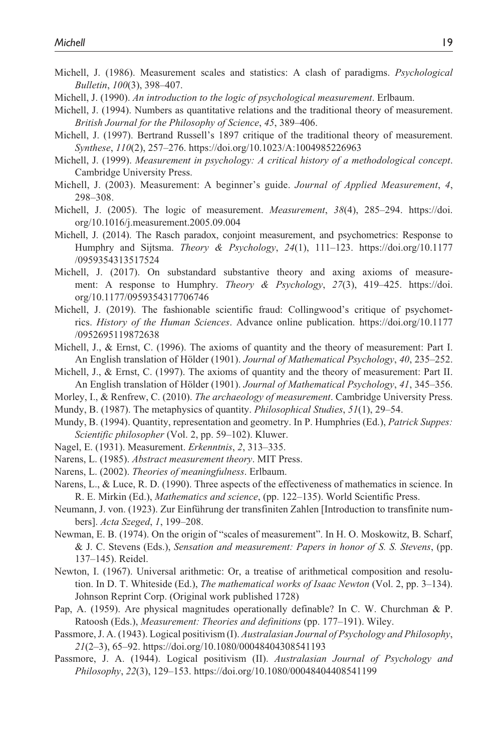Michell, J. (1986). Measurement scales and statistics: A clash of paradigms. *Psychological Bulletin*, *100*(3), 398–407.

Michell, J. (1990). *An introduction to the logic of psychological measurement*. Erlbaum.

Michell, J. (1994). Numbers as quantitative relations and the traditional theory of measurement. *British Journal for the Philosophy of Science*, *45*, 389–406.

Michell, J. (1997). Bertrand Russell's 1897 critique of the traditional theory of measurement. *Synthese*, *110*(2), 257–276. https://doi.org/10.1023/A:1004985226963

Michell, J. (1999). *Measurement in psychology: A critical history of a methodological concept*. Cambridge University Press.

Michell, J. (2003). Measurement: A beginner's guide. *Journal of Applied Measurement*, *4*, 298–308.

Michell, J. (2005). The logic of measurement. *Measurement*, *38*(4), 285–294. https://doi.org/10.1016/j.measurement.2005.09.004

Michell, J. (2014). The Rasch paradox, conjoint measurement, and psychometrics: Response to Humphry and Sijtsma. *Theory & Psychology*, *24*(1), 111–123. https://doi.org/10.1177/0959354313517524

Michell, J. (2017). On substandard substantive theory and axing axioms of measurement: A response to Humphry. *Theory & Psychology*, *27*(3), 419–425. https://doi.org/10.1177/0959354317706746

Michell, J. (2019). The fashionable scientific fraud: Collingwood's critique of psychometrics. *History of the Human Sciences*. Advance online publication. https://doi.org/10.1177/0952695119872638

Michell, J., & Ernst, C. (1996). The axioms of quantity and the theory of measurement: Part I. An English translation of Hölder (1901). *Journal of Mathematical Psychology*, *40*, 235–252.

Michell, J., & Ernst, C. (1997). The axioms of quantity and the theory of measurement: Part II. An English translation of Hölder (1901). *Journal of Mathematical Psychology*, *41*, 345–356.

Morley, I., & Renfrew, C. (2010). *The archaeology of measurement*. Cambridge University Press.

Mundy, B. (1987). The metaphysics of quantity. *Philosophical Studies*, *51*(1), 29–54.

Mundy, B. (1994). Quantity, representation and geometry. In P. Humphries (Ed.), *Patrick Suppes: Scientific philosopher* (Vol. 2, pp. 59–102). Kluwer.

Nagel, E. (1931). Measurement. *Erkenntnis*, *2*, 313–335.

Narens, L. (1985). *Abstract measurement theory*. MIT Press.

Narens, L. (2002). *Theories of meaningfulness*. Erlbaum.

Narens, L., & Luce, R. D. (1990). Three aspects of the effectiveness of mathematics in science. In R. E. Mirkin (Ed.), *Mathematics and science*, (pp. 122–135). World Scientific Press.

Neumann, J. von. (1923). Zur Einführung der transfiniten Zahlen [Introduction to transfinite numbers]. *Acta Szeged*, *1*, 199–208.

Newman, E. B. (1974). On the origin of "scales of measurement". In H. O. Moskowitz, B. Scharf, & J. C. Stevens (Eds.), *Sensation and measurement: Papers in honor of S. S. Stevens*, (pp. 137–145). Reidel.

Newton, I. (1967). Universal arithmetic: Or, a treatise of arithmetical composition and resolution. In D. T. Whiteside (Ed.), *The mathematical works of Isaac Newton* (Vol. 2, pp. 3–134). Johnson Reprint Corp. (Original work published 1728)

Pap, A. (1959). Are physical magnitudes operationally definable? In C. W. Churchman & P. Ratoosh (Eds.), *Measurement: Theories and definitions* (pp. 177–191). Wiley.

Passmore, J. A. (1943). Logical positivism (I). *Australasian Journal of Psychology and Philosophy*, *21*(2–3), 65–92. https://doi.org/10.1080/00048404308541193

Passmore, J. A. (1944). Logical positivism (II). *Australasian Journal of Psychology and Philosophy*, *22*(3), 129–153. https://doi.org/10.1080/00048404408541199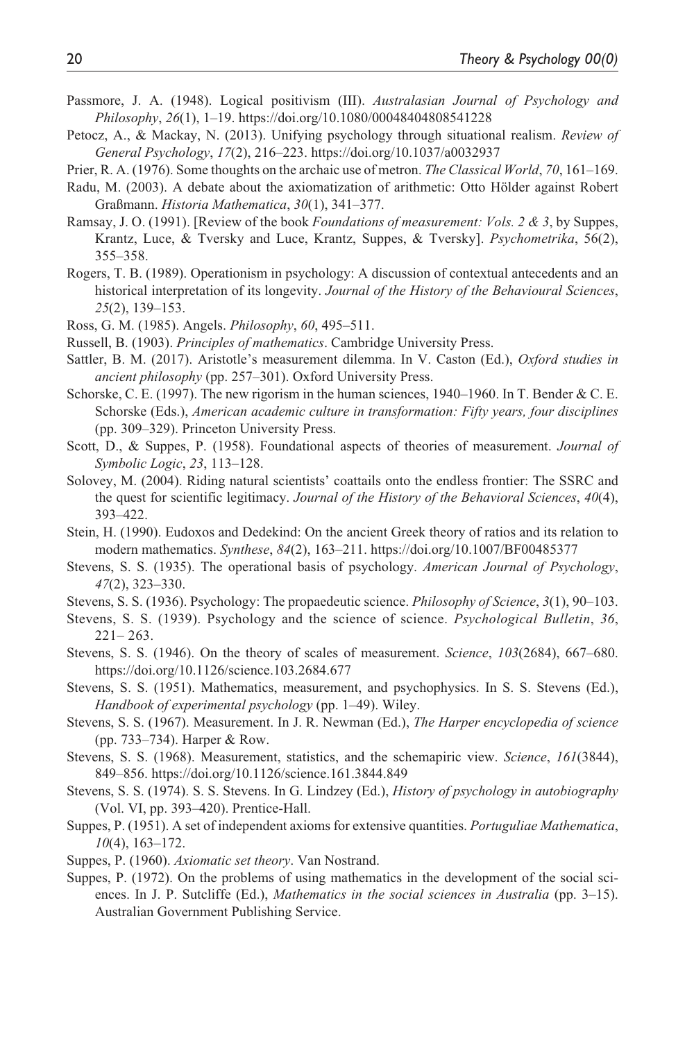Passmore, J. A. (1948). Logical positivism (III). *Australasian Journal of Psychology and Philosophy*, *26*(1), 1–19. https://doi.org/10.1080/00048404808541228

Petocz, A., & Mackay, N. (2013). Unifying psychology through situational realism. *Review of General Psychology*, *17*(2), 216–223. https://doi.org/10.1037/a0032937

Prier, R. A. (1976). Some thoughts on the archaic use of metron. *The Classical World*, *70*, 161–169.

Radu, M. (2003). A debate about the axiomatization of arithmetic: Otto Hölder against Robert Graßmann. *Historia Mathematica*, *30*(1), 341–377.

Ramsay, J. O. (1991). [Review of the book *Foundations of measurement: Vols. 2 & 3*, by Suppes, Krantz, Luce, & Tversky and Luce, Krantz, Suppes, & Tversky]. *Psychometrika*, 56(2), 355–358.

Rogers, T. B. (1989). Operationism in psychology: A discussion of contextual antecedents and an historical interpretation of its longevity. *Journal of the History of the Behavioural Sciences*, *25*(2), 139–153.

Ross, G. M. (1985). Angels. *Philosophy*, *60*, 495–511.

Russell, B. (1903). *Principles of mathematics*. Cambridge University Press.

Sattler, B. M. (2017). Aristotle's measurement dilemma. In V. Caston (Ed.), *Oxford studies in ancient philosophy* (pp. 257–301). Oxford University Press.

Schorske, C. E. (1997). The new rigorism in the human sciences, 1940–1960. In T. Bender & C. E. Schorske (Eds.), *American academic culture in transformation: Fifty years, four disciplines* (pp. 309–329). Princeton University Press.

Scott, D., & Suppes, P. (1958). Foundational aspects of theories of measurement. *Journal of Symbolic Logic*, *23*, 113–128.

Solovey, M. (2004). Riding natural scientists' coattails onto the endless frontier: The SSRC and the quest for scientific legitimacy. *Journal of the History of the Behavioral Sciences*, *40*(4), 393–422.

Stein, H. (1990). Eudoxos and Dedekind: On the ancient Greek theory of ratios and its relation to modern mathematics. *Synthese*, *84*(2), 163–211. https://doi.org/10.1007/BF00485377

Stevens, S. S. (1935). The operational basis of psychology. *American Journal of Psychology*, *47*(2), 323–330.

Stevens, S. S. (1936). Psychology: The propaedeutic science. *Philosophy of Science*, *3*(1), 90–103.

Stevens, S. S. (1939). Psychology and the science of science. *Psychological Bulletin*, *36*, 221– 263.

Stevens, S. S. (1946). On the theory of scales of measurement. *Science*, *103*(2684), 667–680. https://doi.org/10.1126/science.103.2684.677

Stevens, S. S. (1951). Mathematics, measurement, and psychophysics. In S. S. Stevens (Ed.), *Handbook of experimental psychology* (pp. 1–49). Wiley.

Stevens, S. S. (1967). Measurement. In J. R. Newman (Ed.), *The Harper encyclopedia of science* (pp. 733–734). Harper & Row.

Stevens, S. S. (1968). Measurement, statistics, and the schemapiric view. *Science*, *161*(3844), 849–856. https://doi.org/10.1126/science.161.3844.849

Stevens, S. S. (1974). S. S. Stevens. In G. Lindzey (Ed.), *History of psychology in autobiography* (Vol. VI, pp. 393–420). Prentice-Hall.

Suppes, P. (1951). A set of independent axioms for extensive quantities. *Portuguliae Mathematica*, *10*(4), 163–172.

Suppes, P. (1960). *Axiomatic set theory*. Van Nostrand.

Suppes, P. (1972). On the problems of using mathematics in the development of the social sciences. In J. P. Sutcliffe (Ed.), *Mathematics in the social sciences in Australia* (pp. 3–15). Australian Government Publishing Service.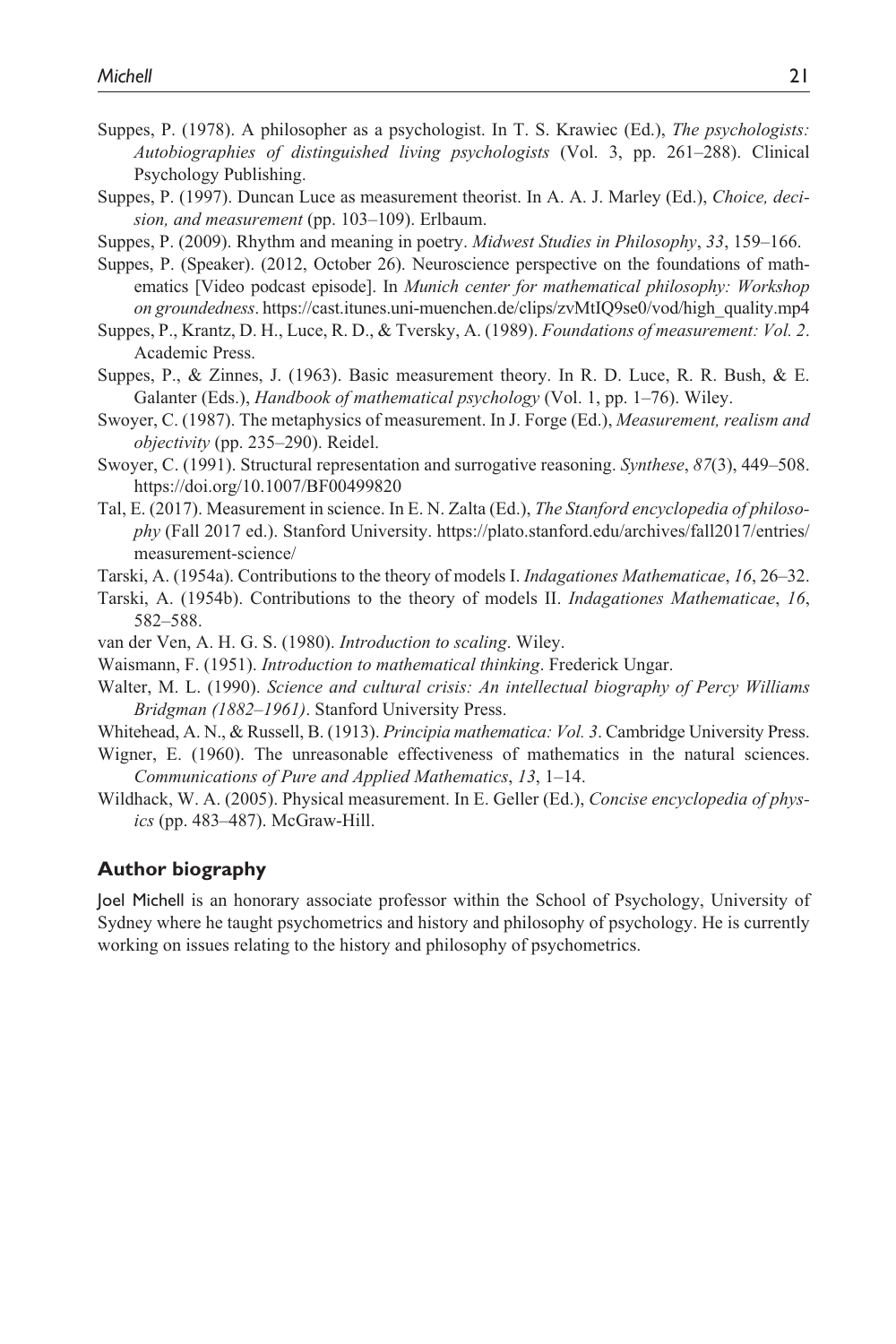Suppes, P. (1978). A philosopher as a psychologist. In T. S. Krawiec (Ed.), *The psychologists: Autobiographies of distinguished living psychologists* (Vol. 3, pp. 261–288). Clinical Psychology Publishing.

Suppes, P. (1997). Duncan Luce as measurement theorist. In A. A. J. Marley (Ed.), *Choice, decision, and measurement* (pp. 103–109). Erlbaum.

Suppes, P. (2009). Rhythm and meaning in poetry. *Midwest Studies in Philosophy*, *33*, 159–166.

Suppes, P. (Speaker). (2012, October 26). Neuroscience perspective on the foundations of mathematics [Video podcast episode]. In *Munich center for mathematical philosophy: Workshop on groundedness*. https://cast.itunes.uni-muenchen.de/clips/zvMtIQ9se0/vod/high_quality.mp4

Suppes, P., Krantz, D. H., Luce, R. D., & Tversky, A. (1989). *Foundations of measurement: Vol. 2*. Academic Press.

Suppes, P., & Zinnes, J. (1963). Basic measurement theory. In R. D. Luce, R. R. Bush, & E. Galanter (Eds.), *Handbook of mathematical psychology* (Vol. 1, pp. 1–76). Wiley.

Swoyer, C. (1987). The metaphysics of measurement. In J. Forge (Ed.), *Measurement, realism and objectivity* (pp. 235–290). Reidel.

Swoyer, C. (1991). Structural representation and surrogative reasoning. *Synthese*, *87*(3), 449–508. https://doi.org/10.1007/BF00499820

Tal, E. (2017). Measurement in science. In E. N. Zalta (Ed.), *The Stanford encyclopedia of philosophy* (Fall 2017 ed.). Stanford University. https://plato.stanford.edu/archives/fall2017/entries/measurement-science/

Tarski, A. (1954a). Contributions to the theory of models I. *Indagationes Mathematicae*, *16*, 26–32.

Tarski, A. (1954b). Contributions to the theory of models II. *Indagationes Mathematicae*, *16*, 582–588.

van der Ven, A. H. G. S. (1980). *Introduction to scaling*. Wiley.

Waismann, F. (1951). *Introduction to mathematical thinking*. Frederick Ungar.

Walter, M. L. (1990). *Science and cultural crisis: An intellectual biography of Percy Williams Bridgman (1882–1961)*. Stanford University Press.

Whitehead, A. N., & Russell, B. (1913). *Principia mathematica: Vol. 3*. Cambridge University Press.

Wigner, E. (1960). The unreasonable effectiveness of mathematics in the natural sciences. *Communications of Pure and Applied Mathematics*, *13*, 1–14.

Wildhack, W. A. (2005). Physical measurement. In E. Geller (Ed.), *Concise encyclopedia of physics* (pp. 483–487). McGraw-Hill.

## Author biography

Joel Michell is an honorary associate professor within the School of Psychology, University of Sydney where he taught psychometrics and history and philosophy of psychology. He is currently working on issues relating to the history and philosophy of psychometrics.